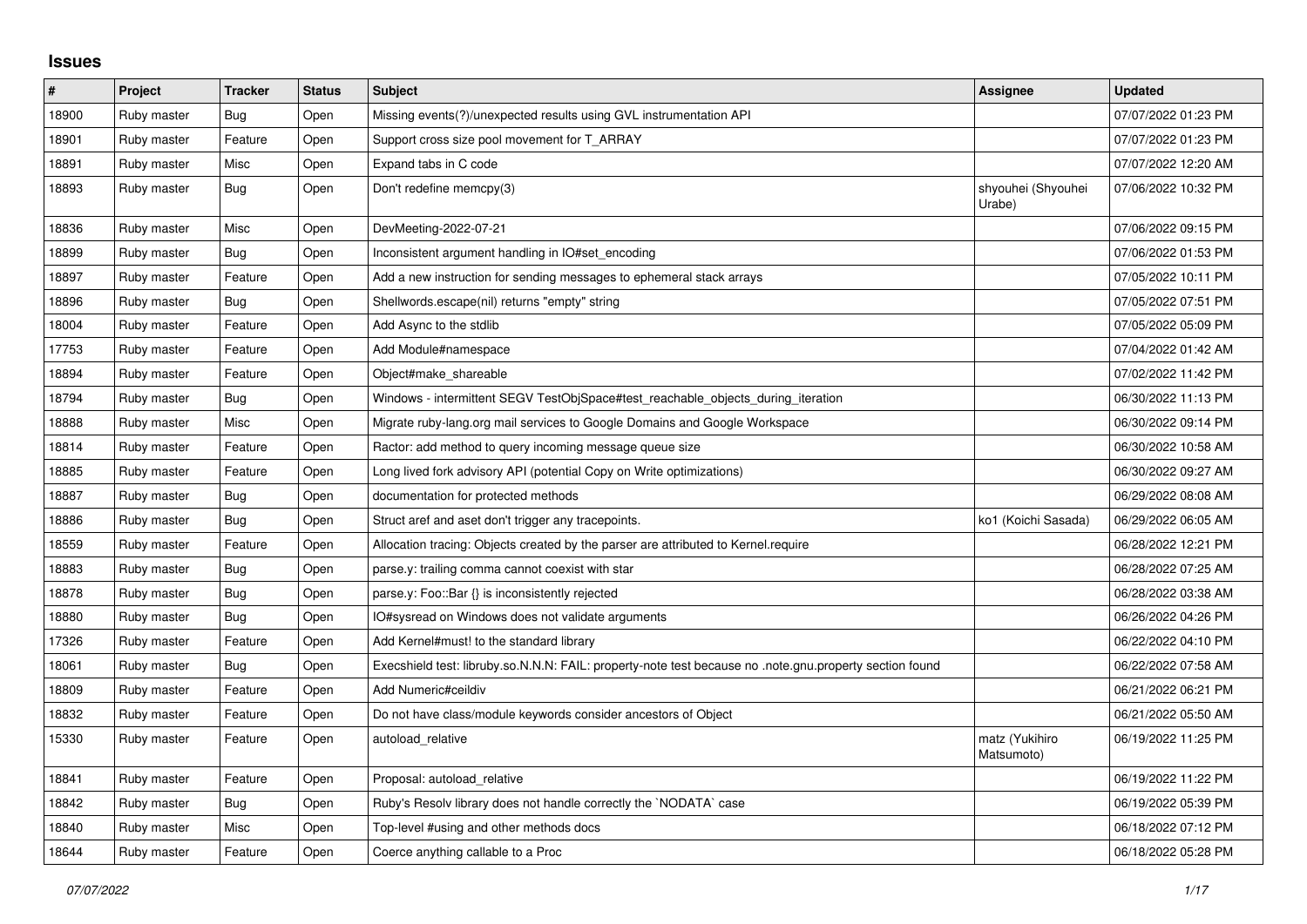## Issues

| # | Project | Tracker | Status | Subject | Assignee | Updated |
|---|---|---|---|---|---|---|
| 18900 | Ruby master | Bug | Open | Missing events(?)/unexpected results using GVL instrumentation API | | 07/07/2022 01:23 PM |
| 18901 | Ruby master | Feature | Open | Support cross size pool movement for T_ARRAY | | 07/07/2022 01:23 PM |
| 18891 | Ruby master | Misc | Open | Expand tabs in C code | | 07/07/2022 12:20 AM |
| 18893 | Ruby master | Bug | Open | Don't redefine memcpy(3) | shyouhei (Shyouhei Urabe) | 07/06/2022 10:32 PM |
| 18836 | Ruby master | Misc | Open | DevMeeting-2022-07-21 | | 07/06/2022 09:15 PM |
| 18899 | Ruby master | Bug | Open | Inconsistent argument handling in IO#set_encoding | | 07/06/2022 01:53 PM |
| 18897 | Ruby master | Feature | Open | Add a new instruction for sending messages to ephemeral stack arrays | | 07/05/2022 10:11 PM |
| 18896 | Ruby master | Bug | Open | Shellwords.escape(nil) returns "empty" string | | 07/05/2022 07:51 PM |
| 18004 | Ruby master | Feature | Open | Add Async to the stdlib | | 07/05/2022 05:09 PM |
| 17753 | Ruby master | Feature | Open | Add Module#namespace | | 07/04/2022 01:42 AM |
| 18894 | Ruby master | Feature | Open | Object#make_shareable | | 07/02/2022 11:42 PM |
| 18794 | Ruby master | Bug | Open | Windows - intermittent SEGV TestObjSpace#test_reachable_objects_during_iteration | | 06/30/2022 11:13 PM |
| 18888 | Ruby master | Misc | Open | Migrate ruby-lang.org mail services to Google Domains and Google Workspace | | 06/30/2022 09:14 PM |
| 18814 | Ruby master | Feature | Open | Ractor: add method to query incoming message queue size | | 06/30/2022 10:58 AM |
| 18885 | Ruby master | Feature | Open | Long lived fork advisory API (potential Copy on Write optimizations) | | 06/30/2022 09:27 AM |
| 18887 | Ruby master | Bug | Open | documentation for protected methods | | 06/29/2022 08:08 AM |
| 18886 | Ruby master | Bug | Open | Struct aref and aset don't trigger any tracepoints. | ko1 (Koichi Sasada) | 06/29/2022 06:05 AM |
| 18559 | Ruby master | Feature | Open | Allocation tracing: Objects created by the parser are attributed to Kernel.require | | 06/28/2022 12:21 PM |
| 18883 | Ruby master | Bug | Open | parse.y: trailing comma cannot coexist with star | | 06/28/2022 07:25 AM |
| 18878 | Ruby master | Bug | Open | parse.y: Foo::Bar {} is inconsistently rejected | | 06/28/2022 03:38 AM |
| 18880 | Ruby master | Bug | Open | IO#sysread on Windows does not validate arguments | | 06/26/2022 04:26 PM |
| 17326 | Ruby master | Feature | Open | Add Kernel#must! to the standard library | | 06/22/2022 04:10 PM |
| 18061 | Ruby master | Bug | Open | Execshield test: libruby.so.N.N.N: FAIL: property-note test because no .note.gnu.property section found | | 06/22/2022 07:58 AM |
| 18809 | Ruby master | Feature | Open | Add Numeric#ceildiv | | 06/21/2022 06:21 PM |
| 18832 | Ruby master | Feature | Open | Do not have class/module keywords consider ancestors of Object | | 06/21/2022 05:50 AM |
| 15330 | Ruby master | Feature | Open | autoload_relative | matz (Yukihiro Matsumoto) | 06/19/2022 11:25 PM |
| 18841 | Ruby master | Feature | Open | Proposal: autoload_relative | | 06/19/2022 11:22 PM |
| 18842 | Ruby master | Bug | Open | Ruby's Resolv library does not handle correctly the `NODATA` case | | 06/19/2022 05:39 PM |
| 18840 | Ruby master | Misc | Open | Top-level #using and other methods docs | | 06/18/2022 07:12 PM |
| 18644 | Ruby master | Feature | Open | Coerce anything callable to a Proc | | 06/18/2022 05:28 PM |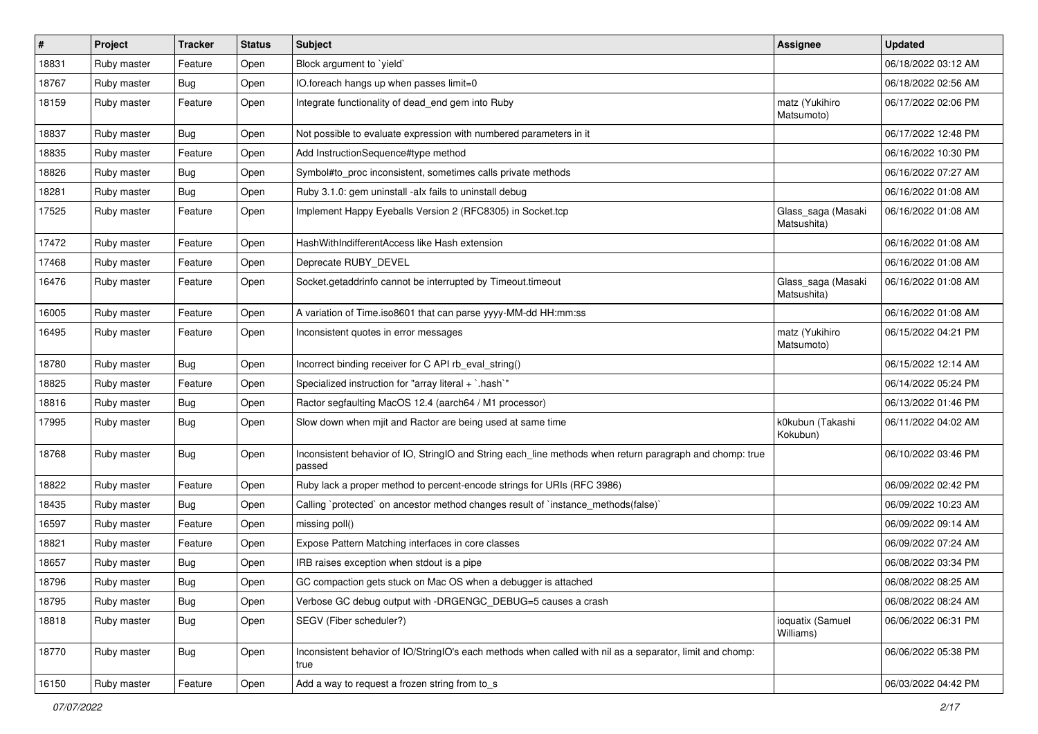| # | Project | Tracker | Status | Subject | Assignee | Updated |
|---|---|---|---|---|---|---|
| 18831 | Ruby master | Feature | Open | Block argument to `yield` | | 06/18/2022 03:12 AM |
| 18767 | Ruby master | Bug | Open | IO.foreach hangs up when passes limit=0 | | 06/18/2022 02:56 AM |
| 18159 | Ruby master | Feature | Open | Integrate functionality of dead_end gem into Ruby | matz (Yukihiro Matsumoto) | 06/17/2022 02:06 PM |
| 18837 | Ruby master | Bug | Open | Not possible to evaluate expression with numbered parameters in it | | 06/17/2022 12:48 PM |
| 18835 | Ruby master | Feature | Open | Add InstructionSequence#type method | | 06/16/2022 10:30 PM |
| 18826 | Ruby master | Bug | Open | Symbol#to_proc inconsistent, sometimes calls private methods | | 06/16/2022 07:27 AM |
| 18281 | Ruby master | Bug | Open | Ruby 3.1.0: gem uninstall -alx fails to uninstall debug | | 06/16/2022 01:08 AM |
| 17525 | Ruby master | Feature | Open | Implement Happy Eyeballs Version 2 (RFC8305) in Socket.tcp | Glass_saga (Masaki Matsushita) | 06/16/2022 01:08 AM |
| 17472 | Ruby master | Feature | Open | HashWithIndifferentAccess like Hash extension | | 06/16/2022 01:08 AM |
| 17468 | Ruby master | Feature | Open | Deprecate RUBY_DEVEL | | 06/16/2022 01:08 AM |
| 16476 | Ruby master | Feature | Open | Socket.getaddrinfo cannot be interrupted by Timeout.timeout | Glass_saga (Masaki Matsushita) | 06/16/2022 01:08 AM |
| 16005 | Ruby master | Feature | Open | A variation of Time.iso8601 that can parse yyyy-MM-dd HH:mm:ss | | 06/16/2022 01:08 AM |
| 16495 | Ruby master | Feature | Open | Inconsistent quotes in error messages | matz (Yukihiro Matsumoto) | 06/15/2022 04:21 PM |
| 18780 | Ruby master | Bug | Open | Incorrect binding receiver for C API rb_eval_string() | | 06/15/2022 12:14 AM |
| 18825 | Ruby master | Feature | Open | Specialized instruction for "array literal + `.hash`" | | 06/14/2022 05:24 PM |
| 18816 | Ruby master | Bug | Open | Ractor segfaulting MacOS 12.4 (aarch64 / M1 processor) | | 06/13/2022 01:46 PM |
| 17995 | Ruby master | Bug | Open | Slow down when mjit and Ractor are being used at same time | k0kubun (Takashi Kokubun) | 06/11/2022 04:02 AM |
| 18768 | Ruby master | Bug | Open | Inconsistent behavior of IO, StringIO and String each_line methods when return paragraph and chomp: true passed | | 06/10/2022 03:46 PM |
| 18822 | Ruby master | Feature | Open | Ruby lack a proper method to percent-encode strings for URIs (RFC 3986) | | 06/09/2022 02:42 PM |
| 18435 | Ruby master | Bug | Open | Calling `protected` on ancestor method changes result of `instance_methods(false)` | | 06/09/2022 10:23 AM |
| 16597 | Ruby master | Feature | Open | missing poll() | | 06/09/2022 09:14 AM |
| 18821 | Ruby master | Feature | Open | Expose Pattern Matching interfaces in core classes | | 06/09/2022 07:24 AM |
| 18657 | Ruby master | Bug | Open | IRB raises exception when stdout is a pipe | | 06/08/2022 03:34 PM |
| 18796 | Ruby master | Bug | Open | GC compaction gets stuck on Mac OS when a debugger is attached | | 06/08/2022 08:25 AM |
| 18795 | Ruby master | Bug | Open | Verbose GC debug output with -DRGENGC_DEBUG=5 causes a crash | | 06/08/2022 08:24 AM |
| 18818 | Ruby master | Bug | Open | SEGV (Fiber scheduler?) | ioquatix (Samuel Williams) | 06/06/2022 06:31 PM |
| 18770 | Ruby master | Bug | Open | Inconsistent behavior of IO/StringIO's each methods when called with nil as a separator, limit and chomp: true | | 06/06/2022 05:38 PM |
| 16150 | Ruby master | Feature | Open | Add a way to request a frozen string from to_s | | 06/03/2022 04:42 PM |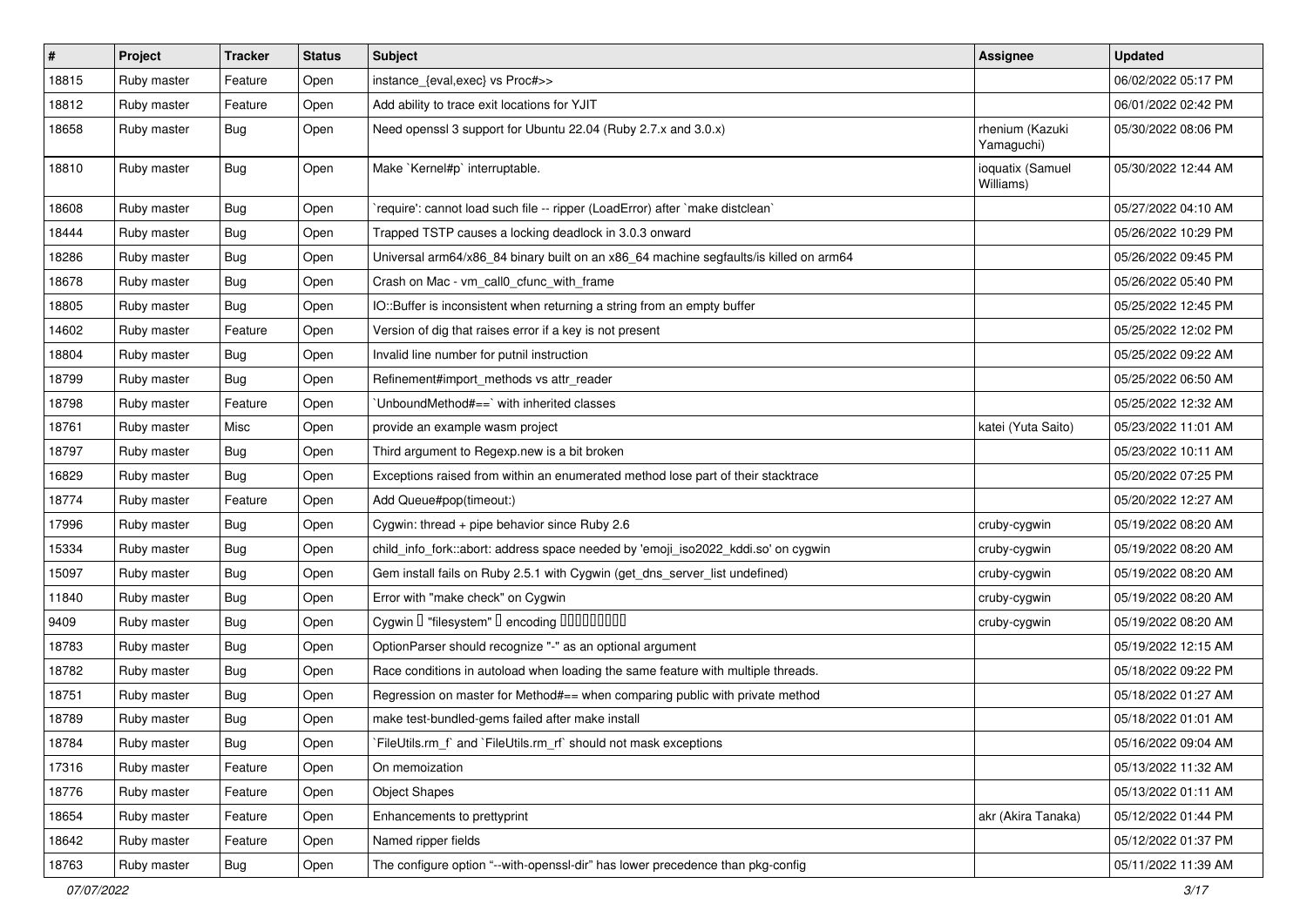| # | Project | Tracker | Status | Subject | Assignee | Updated |
|---|---|---|---|---|---|---|
| 18815 | Ruby master | Feature | Open | instance_{eval,exec} vs Proc#>> | | 06/02/2022 05:17 PM |
| 18812 | Ruby master | Feature | Open | Add ability to trace exit locations for YJIT | | 06/01/2022 02:42 PM |
| 18658 | Ruby master | Bug | Open | Need openssl 3 support for Ubuntu 22.04 (Ruby 2.7.x and 3.0.x) | rhenium (Kazuki Yamaguchi) | 05/30/2022 08:06 PM |
| 18810 | Ruby master | Bug | Open | Make `Kernel#p` interruptable. | ioquatix (Samuel Williams) | 05/30/2022 12:44 AM |
| 18608 | Ruby master | Bug | Open | `require': cannot load such file -- ripper (LoadError) after `make distclean` | | 05/27/2022 04:10 AM |
| 18444 | Ruby master | Bug | Open | Trapped TSTP causes a locking deadlock in 3.0.3 onward | | 05/26/2022 10:29 PM |
| 18286 | Ruby master | Bug | Open | Universal arm64/x86_84 binary built on an x86_64 machine segfaults/is killed on arm64 | | 05/26/2022 09:45 PM |
| 18678 | Ruby master | Bug | Open | Crash on Mac - vm_call0_cfunc_with_frame | | 05/26/2022 05:40 PM |
| 18805 | Ruby master | Bug | Open | IO::Buffer is inconsistent when returning a string from an empty buffer | | 05/25/2022 12:45 PM |
| 14602 | Ruby master | Feature | Open | Version of dig that raises error if a key is not present | | 05/25/2022 12:02 PM |
| 18804 | Ruby master | Bug | Open | Invalid line number for putnil instruction | | 05/25/2022 09:22 AM |
| 18799 | Ruby master | Bug | Open | Refinement#import_methods vs attr_reader | | 05/25/2022 06:50 AM |
| 18798 | Ruby master | Feature | Open | `UnboundMethod#==` with inherited classes | | 05/25/2022 12:32 AM |
| 18761 | Ruby master | Misc | Open | provide an example wasm project | katei (Yuta Saito) | 05/23/2022 11:01 AM |
| 18797 | Ruby master | Bug | Open | Third argument to Regexp.new is a bit broken | | 05/23/2022 10:11 AM |
| 16829 | Ruby master | Bug | Open | Exceptions raised from within an enumerated method lose part of their stacktrace | | 05/20/2022 07:25 PM |
| 18774 | Ruby master | Feature | Open | Add Queue#pop(timeout:) | | 05/20/2022 12:27 AM |
| 17996 | Ruby master | Bug | Open | Cygwin: thread + pipe behavior since Ruby 2.6 | cruby-cygwin | 05/19/2022 08:20 AM |
| 15334 | Ruby master | Bug | Open | child_info_fork::abort: address space needed by 'emoji_iso2022_kddi.so' on cygwin | cruby-cygwin | 05/19/2022 08:20 AM |
| 15097 | Ruby master | Bug | Open | Gem install fails on Ruby 2.5.1 with Cygwin (get_dns_server_list undefined) | cruby-cygwin | 05/19/2022 08:20 AM |
| 11840 | Ruby master | Bug | Open | Error with "make check" on Cygwin | cruby-cygwin | 05/19/2022 08:20 AM |
| 9409 | Ruby master | Bug | Open | Cygwin □ "filesystem" □ encoding □□□□□□□□□ | cruby-cygwin | 05/19/2022 08:20 AM |
| 18783 | Ruby master | Bug | Open | OptionParser should recognize "-" as an optional argument | | 05/19/2022 12:15 AM |
| 18782 | Ruby master | Bug | Open | Race conditions in autoload when loading the same feature with multiple threads. | | 05/18/2022 09:22 PM |
| 18751 | Ruby master | Bug | Open | Regression on master for Method#== when comparing public with private method | | 05/18/2022 01:27 AM |
| 18789 | Ruby master | Bug | Open | make test-bundled-gems failed after make install | | 05/18/2022 01:01 AM |
| 18784 | Ruby master | Bug | Open | `FileUtils.rm_f` and `FileUtils.rm_rf` should not mask exceptions | | 05/16/2022 09:04 AM |
| 17316 | Ruby master | Feature | Open | On memoization | | 05/13/2022 11:32 AM |
| 18776 | Ruby master | Feature | Open | Object Shapes | | 05/13/2022 01:11 AM |
| 18654 | Ruby master | Feature | Open | Enhancements to prettyprint | akr (Akira Tanaka) | 05/12/2022 01:44 PM |
| 18642 | Ruby master | Feature | Open | Named ripper fields | | 05/12/2022 01:37 PM |
| 18763 | Ruby master | Bug | Open | The configure option "--with-openssl-dir" has lower precedence than pkg-config | | 05/11/2022 11:39 AM |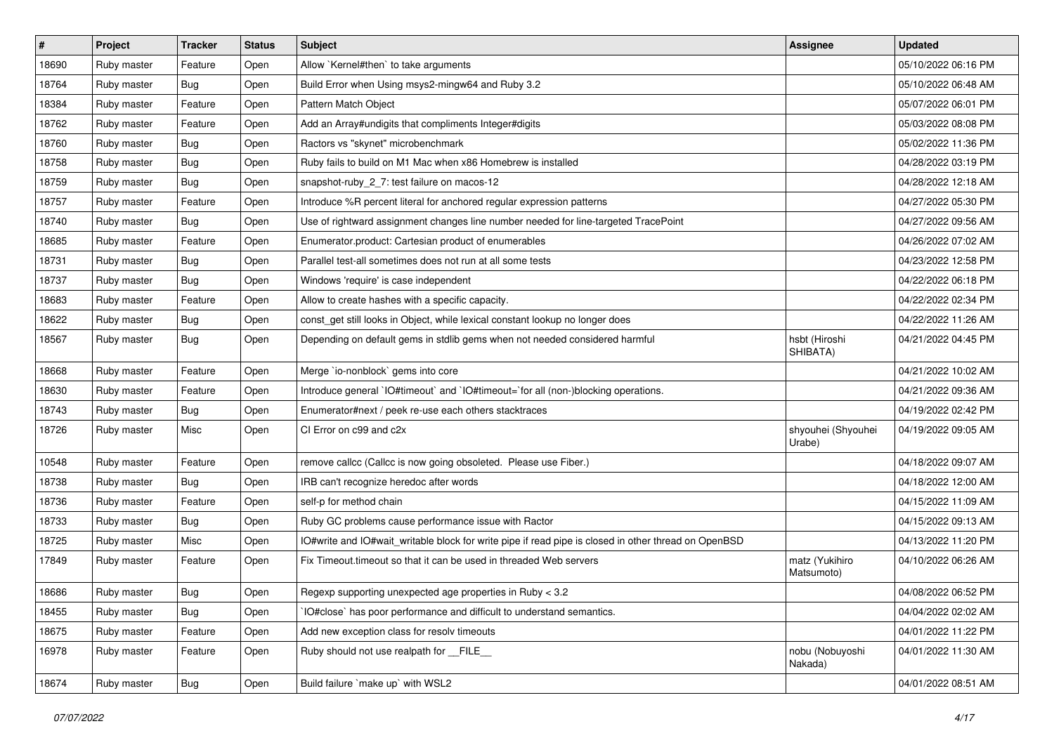| # | Project | Tracker | Status | Subject | Assignee | Updated |
|---|---|---|---|---|---|---|
| 18690 | Ruby master | Feature | Open | Allow `Kernel#then` to take arguments | | 05/10/2022 06:16 PM |
| 18764 | Ruby master | Bug | Open | Build Error when Using msys2-mingw64 and Ruby 3.2 | | 05/10/2022 06:48 AM |
| 18384 | Ruby master | Feature | Open | Pattern Match Object | | 05/07/2022 06:01 PM |
| 18762 | Ruby master | Feature | Open | Add an Array#undigits that compliments Integer#digits | | 05/03/2022 08:08 PM |
| 18760 | Ruby master | Bug | Open | Ractors vs "skynet" microbenchmark | | 05/02/2022 11:36 PM |
| 18758 | Ruby master | Bug | Open | Ruby fails to build on M1 Mac when x86 Homebrew is installed | | 04/28/2022 03:19 PM |
| 18759 | Ruby master | Bug | Open | snapshot-ruby_2_7: test failure on macos-12 | | 04/28/2022 12:18 AM |
| 18757 | Ruby master | Feature | Open | Introduce %R percent literal for anchored regular expression patterns | | 04/27/2022 05:30 PM |
| 18740 | Ruby master | Bug | Open | Use of rightward assignment changes line number needed for line-targeted TracePoint | | 04/27/2022 09:56 AM |
| 18685 | Ruby master | Feature | Open | Enumerator.product: Cartesian product of enumerables | | 04/26/2022 07:02 AM |
| 18731 | Ruby master | Bug | Open | Parallel test-all sometimes does not run at all some tests | | 04/23/2022 12:58 PM |
| 18737 | Ruby master | Bug | Open | Windows 'require' is case independent | | 04/22/2022 06:18 PM |
| 18683 | Ruby master | Feature | Open | Allow to create hashes with a specific capacity. | | 04/22/2022 02:34 PM |
| 18622 | Ruby master | Bug | Open | const_get still looks in Object, while lexical constant lookup no longer does | | 04/22/2022 11:26 AM |
| 18567 | Ruby master | Bug | Open | Depending on default gems in stdlib gems when not needed considered harmful | hsbt (Hiroshi SHIBATA) | 04/21/2022 04:45 PM |
| 18668 | Ruby master | Feature | Open | Merge `io-nonblock` gems into core | | 04/21/2022 10:02 AM |
| 18630 | Ruby master | Feature | Open | Introduce general `IO#timeout` and `IO#timeout=`for all (non-)blocking operations. | | 04/21/2022 09:36 AM |
| 18743 | Ruby master | Bug | Open | Enumerator#next / peek re-use each others stacktraces | | 04/19/2022 02:42 PM |
| 18726 | Ruby master | Misc | Open | CI Error on c99 and c2x | shyouhei (Shyouhei Urabe) | 04/19/2022 09:05 AM |
| 10548 | Ruby master | Feature | Open | remove callcc (Callcc is now going obsoleted. Please use Fiber.) | | 04/18/2022 09:07 AM |
| 18738 | Ruby master | Bug | Open | IRB can't recognize heredoc after words | | 04/18/2022 12:00 AM |
| 18736 | Ruby master | Feature | Open | self-p for method chain | | 04/15/2022 11:09 AM |
| 18733 | Ruby master | Bug | Open | Ruby GC problems cause performance issue with Ractor | | 04/15/2022 09:13 AM |
| 18725 | Ruby master | Misc | Open | IO#write and IO#wait_writable block for write pipe if read pipe is closed in other thread on OpenBSD | | 04/13/2022 11:20 PM |
| 17849 | Ruby master | Feature | Open | Fix Timeout.timeout so that it can be used in threaded Web servers | matz (Yukihiro Matsumoto) | 04/10/2022 06:26 AM |
| 18686 | Ruby master | Bug | Open | Regexp supporting unexpected age properties in Ruby < 3.2 | | 04/08/2022 06:52 PM |
| 18455 | Ruby master | Bug | Open | `IO#close` has poor performance and difficult to understand semantics. | | 04/04/2022 02:02 AM |
| 18675 | Ruby master | Feature | Open | Add new exception class for resolv timeouts | | 04/01/2022 11:22 PM |
| 16978 | Ruby master | Feature | Open | Ruby should not use realpath for __FILE__ | nobu (Nobuyoshi Nakada) | 04/01/2022 11:30 AM |
| 18674 | Ruby master | Bug | Open | Build failure `make up` with WSL2 | | 04/01/2022 08:51 AM |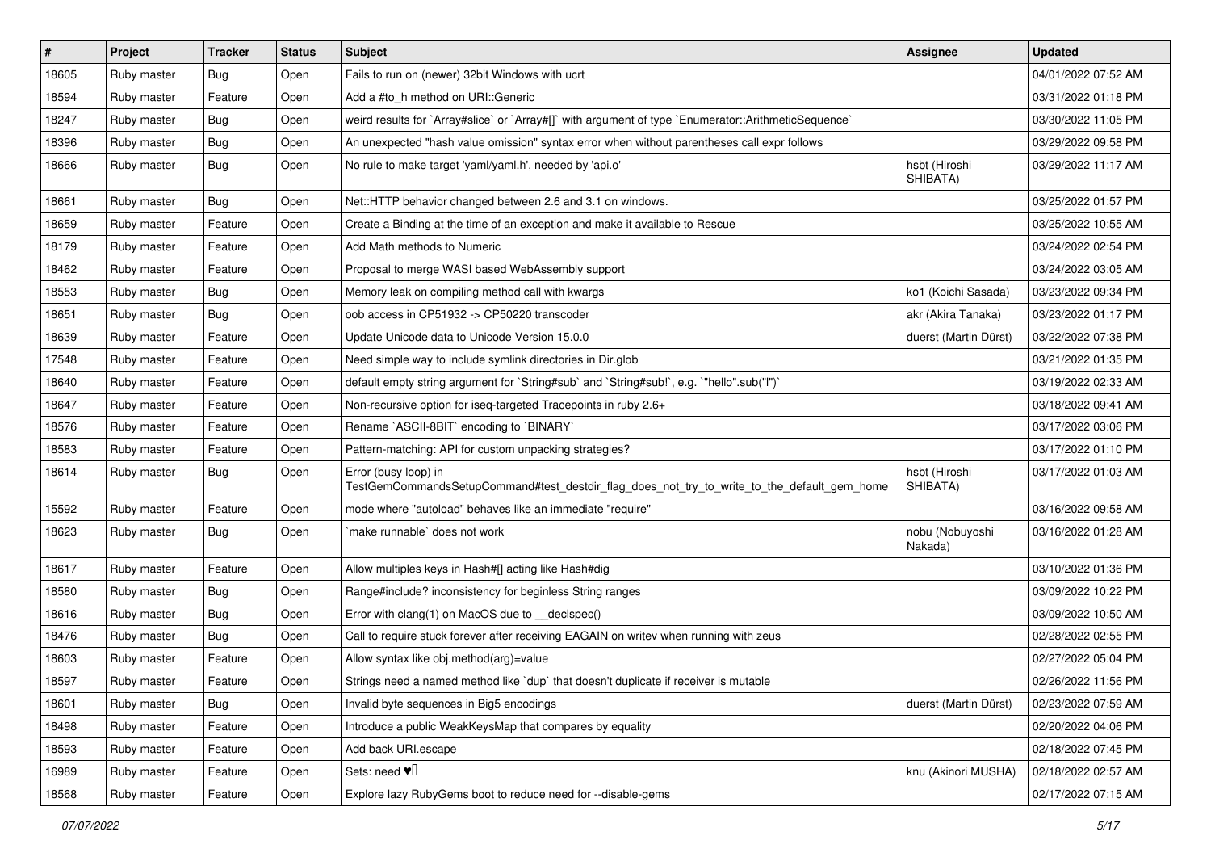| # | Project | Tracker | Status | Subject | Assignee | Updated |
|---|---|---|---|---|---|---|
| 18605 | Ruby master | Bug | Open | Fails to run on (newer) 32bit Windows with ucrt | | 04/01/2022 07:52 AM |
| 18594 | Ruby master | Feature | Open | Add a #to_h method on URI::Generic | | 03/31/2022 01:18 PM |
| 18247 | Ruby master | Bug | Open | weird results for `Array#slice` or `Array#[]` with argument of type `Enumerator::ArithmeticSequence` | | 03/30/2022 11:05 PM |
| 18396 | Ruby master | Bug | Open | An unexpected "hash value omission" syntax error when without parentheses call expr follows | | 03/29/2022 09:58 PM |
| 18666 | Ruby master | Bug | Open | No rule to make target 'yaml/yaml.h', needed by 'api.o' | hsbt (Hiroshi SHIBATA) | 03/29/2022 11:17 AM |
| 18661 | Ruby master | Bug | Open | Net::HTTP behavior changed between 2.6 and 3.1 on windows. | | 03/25/2022 01:57 PM |
| 18659 | Ruby master | Feature | Open | Create a Binding at the time of an exception and make it available to Rescue | | 03/25/2022 10:55 AM |
| 18179 | Ruby master | Feature | Open | Add Math methods to Numeric | | 03/24/2022 02:54 PM |
| 18462 | Ruby master | Feature | Open | Proposal to merge WASI based WebAssembly support | | 03/24/2022 03:05 AM |
| 18553 | Ruby master | Bug | Open | Memory leak on compiling method call with kwargs | ko1 (Koichi Sasada) | 03/23/2022 09:34 PM |
| 18651 | Ruby master | Bug | Open | oob access in CP51932 -> CP50220 transcoder | akr (Akira Tanaka) | 03/23/2022 01:17 PM |
| 18639 | Ruby master | Feature | Open | Update Unicode data to Unicode Version 15.0.0 | duerst (Martin Dürst) | 03/22/2022 07:38 PM |
| 17548 | Ruby master | Feature | Open | Need simple way to include symlink directories in Dir.glob | | 03/21/2022 01:35 PM |
| 18640 | Ruby master | Feature | Open | default empty string argument for `String#sub` and `String#sub!`, e.g. `"hello".sub("l")` | | 03/19/2022 02:33 AM |
| 18647 | Ruby master | Feature | Open | Non-recursive option for iseq-targeted Tracepoints in ruby 2.6+ | | 03/18/2022 09:41 AM |
| 18576 | Ruby master | Feature | Open | Rename `ASCII-8BIT` encoding to `BINARY` | | 03/17/2022 03:06 PM |
| 18583 | Ruby master | Feature | Open | Pattern-matching: API for custom unpacking strategies? | | 03/17/2022 01:10 PM |
| 18614 | Ruby master | Bug | Open | Error (busy loop) in TestGemCommandsSetupCommand#test_destdir_flag_does_not_try_to_write_to_the_default_gem_home | hsbt (Hiroshi SHIBATA) | 03/17/2022 01:03 AM |
| 15592 | Ruby master | Feature | Open | mode where "autoload" behaves like an immediate "require" | | 03/16/2022 09:58 AM |
| 18623 | Ruby master | Bug | Open | `make runnable` does not work | nobu (Nobuyoshi Nakada) | 03/16/2022 01:28 AM |
| 18617 | Ruby master | Feature | Open | Allow multiples keys in Hash#[] acting like Hash#dig | | 03/10/2022 01:36 PM |
| 18580 | Ruby master | Bug | Open | Range#include? inconsistency for beginless String ranges | | 03/09/2022 10:22 PM |
| 18616 | Ruby master | Bug | Open | Error with clang(1) on MacOS due to __declspec() | | 03/09/2022 10:50 AM |
| 18476 | Ruby master | Bug | Open | Call to require stuck forever after receiving EAGAIN on writev when running with zeus | | 02/28/2022 02:55 PM |
| 18603 | Ruby master | Feature | Open | Allow syntax like obj.method(arg)=value | | 02/27/2022 05:04 PM |
| 18597 | Ruby master | Feature | Open | Strings need a named method like `dup` that doesn't duplicate if receiver is mutable | | 02/26/2022 11:56 PM |
| 18601 | Ruby master | Bug | Open | Invalid byte sequences in Big5 encodings | duerst (Martin Dürst) | 02/23/2022 07:59 AM |
| 18498 | Ruby master | Feature | Open | Introduce a public WeakKeysMap that compares by equality | | 02/20/2022 04:06 PM |
| 18593 | Ruby master | Feature | Open | Add back URI.escape | | 02/18/2022 07:45 PM |
| 16989 | Ruby master | Feature | Open | Sets: need ♥️ | knu (Akinori MUSHA) | 02/18/2022 02:57 AM |
| 18568 | Ruby master | Feature | Open | Explore lazy RubyGems boot to reduce need for --disable-gems | | 02/17/2022 07:15 AM |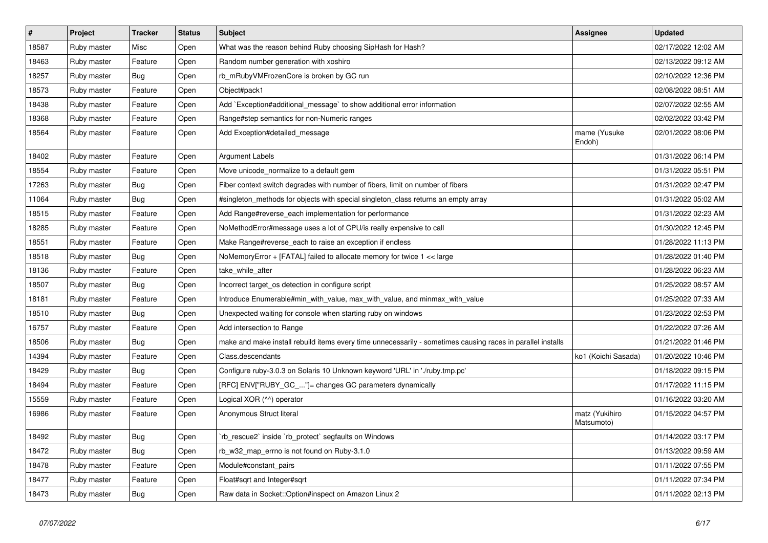| # | Project | Tracker | Status | Subject | Assignee | Updated |
| --- | --- | --- | --- | --- | --- | --- |
| 18587 | Ruby master | Misc | Open | What was the reason behind Ruby choosing SipHash for Hash? | | 02/17/2022 12:02 AM |
| 18463 | Ruby master | Feature | Open | Random number generation with xoshiro | | 02/13/2022 09:12 AM |
| 18257 | Ruby master | Bug | Open | rb_mRubyVMFrozenCore is broken by GC run | | 02/10/2022 12:36 PM |
| 18573 | Ruby master | Feature | Open | Object#pack1 | | 02/08/2022 08:51 AM |
| 18438 | Ruby master | Feature | Open | Add `Exception#additional_message` to show additional error information | | 02/07/2022 02:55 AM |
| 18368 | Ruby master | Feature | Open | Range#step semantics for non-Numeric ranges | | 02/02/2022 03:42 PM |
| 18564 | Ruby master | Feature | Open | Add Exception#detailed_message | mame (Yusuke Endoh) | 02/01/2022 08:06 PM |
| 18402 | Ruby master | Feature | Open | Argument Labels | | 01/31/2022 06:14 PM |
| 18554 | Ruby master | Feature | Open | Move unicode_normalize to a default gem | | 01/31/2022 05:51 PM |
| 17263 | Ruby master | Bug | Open | Fiber context switch degrades with number of fibers, limit on number of fibers | | 01/31/2022 02:47 PM |
| 11064 | Ruby master | Bug | Open | #singleton_methods for objects with special singleton_class returns an empty array | | 01/31/2022 05:02 AM |
| 18515 | Ruby master | Feature | Open | Add Range#reverse_each implementation for performance | | 01/31/2022 02:23 AM |
| 18285 | Ruby master | Feature | Open | NoMethodError#message uses a lot of CPU/is really expensive to call | | 01/30/2022 12:45 PM |
| 18551 | Ruby master | Feature | Open | Make Range#reverse_each to raise an exception if endless | | 01/28/2022 11:13 PM |
| 18518 | Ruby master | Bug | Open | NoMemoryError + [FATAL] failed to allocate memory for twice 1 << large | | 01/28/2022 01:40 PM |
| 18136 | Ruby master | Feature | Open | take_while_after | | 01/28/2022 06:23 AM |
| 18507 | Ruby master | Bug | Open | Incorrect target_os detection in configure script | | 01/25/2022 08:57 AM |
| 18181 | Ruby master | Feature | Open | Introduce Enumerable#min_with_value, max_with_value, and minmax_with_value | | 01/25/2022 07:33 AM |
| 18510 | Ruby master | Bug | Open | Unexpected waiting for console when starting ruby on windows | | 01/23/2022 02:53 PM |
| 16757 | Ruby master | Feature | Open | Add intersection to Range | | 01/22/2022 07:26 AM |
| 18506 | Ruby master | Bug | Open | make and make install rebuild items every time unnecessarily - sometimes causing races in parallel installs | | 01/21/2022 01:46 PM |
| 14394 | Ruby master | Feature | Open | Class.descendants | ko1 (Koichi Sasada) | 01/20/2022 10:46 PM |
| 18429 | Ruby master | Bug | Open | Configure ruby-3.0.3 on Solaris 10 Unknown keyword 'URL' in './ruby.tmp.pc' | | 01/18/2022 09:15 PM |
| 18494 | Ruby master | Feature | Open | [RFC] ENV["RUBY_GC_..."]= changes GC parameters dynamically | | 01/17/2022 11:15 PM |
| 15559 | Ruby master | Feature | Open | Logical XOR (^^) operator | | 01/16/2022 03:20 AM |
| 16986 | Ruby master | Feature | Open | Anonymous Struct literal | matz (Yukihiro Matsumoto) | 01/15/2022 04:57 PM |
| 18492 | Ruby master | Bug | Open | `rb_rescue2` inside `rb_protect` segfaults on Windows | | 01/14/2022 03:17 PM |
| 18472 | Ruby master | Bug | Open | rb_w32_map_errno is not found on Ruby-3.1.0 | | 01/13/2022 09:59 AM |
| 18478 | Ruby master | Feature | Open | Module#constant_pairs | | 01/11/2022 07:55 PM |
| 18477 | Ruby master | Feature | Open | Float#sqrt and Integer#sqrt | | 01/11/2022 07:34 PM |
| 18473 | Ruby master | Bug | Open | Raw data in Socket::Option#inspect on Amazon Linux 2 | | 01/11/2022 02:13 PM |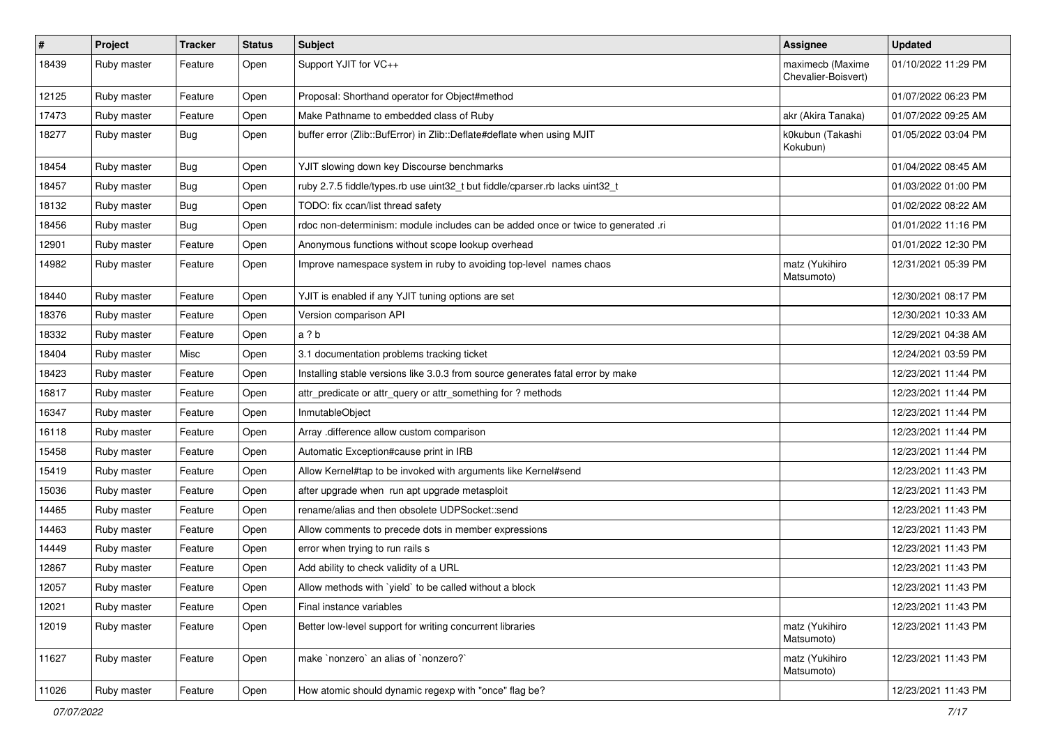| # | Project | Tracker | Status | Subject | Assignee | Updated |
|---|---|---|---|---|---|---|
| 18439 | Ruby master | Feature | Open | Support YJIT for VC++ | maximecb (Maxime Chevalier-Boisvert) | 01/10/2022 11:29 PM |
| 12125 | Ruby master | Feature | Open | Proposal: Shorthand operator for Object#method | | 01/07/2022 06:23 PM |
| 17473 | Ruby master | Feature | Open | Make Pathname to embedded class of Ruby | akr (Akira Tanaka) | 01/07/2022 09:25 AM |
| 18277 | Ruby master | Bug | Open | buffer error (Zlib::BufError) in Zlib::Deflate#deflate when using MJIT | k0kubun (Takashi Kokubun) | 01/05/2022 03:04 PM |
| 18454 | Ruby master | Bug | Open | YJIT slowing down key Discourse benchmarks | | 01/04/2022 08:45 AM |
| 18457 | Ruby master | Bug | Open | ruby 2.7.5 fiddle/types.rb use uint32_t but fiddle/cparser.rb lacks uint32_t | | 01/03/2022 01:00 PM |
| 18132 | Ruby master | Bug | Open | TODO: fix ccan/list thread safety | | 01/02/2022 08:22 AM |
| 18456 | Ruby master | Bug | Open | rdoc non-determinism: module includes can be added once or twice to generated .ri | | 01/01/2022 11:16 PM |
| 12901 | Ruby master | Feature | Open | Anonymous functions without scope lookup overhead | | 01/01/2022 12:30 PM |
| 14982 | Ruby master | Feature | Open | Improve namespace system in ruby to avoiding top-level names chaos | matz (Yukihiro Matsumoto) | 12/31/2021 05:39 PM |
| 18440 | Ruby master | Feature | Open | YJIT is enabled if any YJIT tuning options are set | | 12/30/2021 08:17 PM |
| 18376 | Ruby master | Feature | Open | Version comparison API | | 12/30/2021 10:33 AM |
| 18332 | Ruby master | Feature | Open | a ? b | | 12/29/2021 04:38 AM |
| 18404 | Ruby master | Misc | Open | 3.1 documentation problems tracking ticket | | 12/24/2021 03:59 PM |
| 18423 | Ruby master | Feature | Open | Installing stable versions like 3.0.3 from source generates fatal error by make | | 12/23/2021 11:44 PM |
| 16817 | Ruby master | Feature | Open | attr_predicate or attr_query or attr_something for ? methods | | 12/23/2021 11:44 PM |
| 16347 | Ruby master | Feature | Open | InmutableObject | | 12/23/2021 11:44 PM |
| 16118 | Ruby master | Feature | Open | Array .difference allow custom comparison | | 12/23/2021 11:44 PM |
| 15458 | Ruby master | Feature | Open | Automatic Exception#cause print in IRB | | 12/23/2021 11:44 PM |
| 15419 | Ruby master | Feature | Open | Allow Kernel#tap to be invoked with arguments like Kernel#send | | 12/23/2021 11:43 PM |
| 15036 | Ruby master | Feature | Open | after upgrade when run apt upgrade metasploit | | 12/23/2021 11:43 PM |
| 14465 | Ruby master | Feature | Open | rename/alias and then obsolete UDPSocket::send | | 12/23/2021 11:43 PM |
| 14463 | Ruby master | Feature | Open | Allow comments to precede dots in member expressions | | 12/23/2021 11:43 PM |
| 14449 | Ruby master | Feature | Open | error when trying to run rails s | | 12/23/2021 11:43 PM |
| 12867 | Ruby master | Feature | Open | Add ability to check validity of a URL | | 12/23/2021 11:43 PM |
| 12057 | Ruby master | Feature | Open | Allow methods with `yield` to be called without a block | | 12/23/2021 11:43 PM |
| 12021 | Ruby master | Feature | Open | Final instance variables | | 12/23/2021 11:43 PM |
| 12019 | Ruby master | Feature | Open | Better low-level support for writing concurrent libraries | matz (Yukihiro Matsumoto) | 12/23/2021 11:43 PM |
| 11627 | Ruby master | Feature | Open | make `nonzero` an alias of `nonzero?` | matz (Yukihiro Matsumoto) | 12/23/2021 11:43 PM |
| 11026 | Ruby master | Feature | Open | How atomic should dynamic regexp with "once" flag be? | | 12/23/2021 11:43 PM |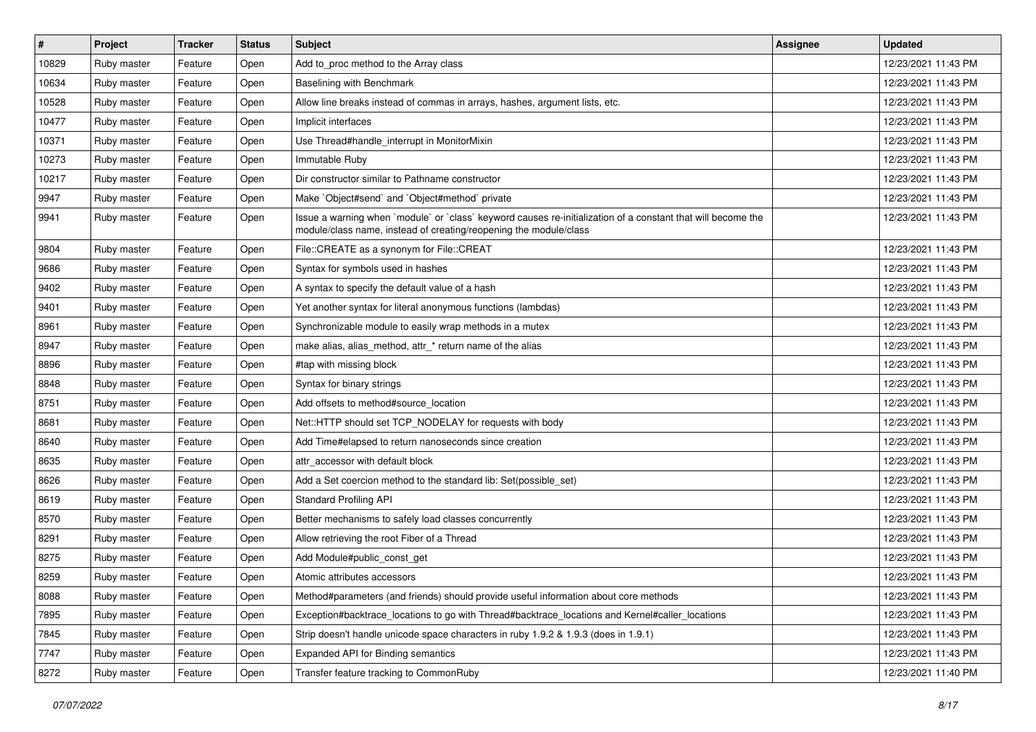| # | Project | Tracker | Status | Subject | Assignee | Updated |
| --- | --- | --- | --- | --- | --- | --- |
| 10829 | Ruby master | Feature | Open | Add to_proc method to the Array class | | 12/23/2021 11:43 PM |
| 10634 | Ruby master | Feature | Open | Baselining with Benchmark | | 12/23/2021 11:43 PM |
| 10528 | Ruby master | Feature | Open | Allow line breaks instead of commas in arrays, hashes, argument lists, etc. | | 12/23/2021 11:43 PM |
| 10477 | Ruby master | Feature | Open | Implicit interfaces | | 12/23/2021 11:43 PM |
| 10371 | Ruby master | Feature | Open | Use Thread#handle_interrupt in MonitorMixin | | 12/23/2021 11:43 PM |
| 10273 | Ruby master | Feature | Open | Immutable Ruby | | 12/23/2021 11:43 PM |
| 10217 | Ruby master | Feature | Open | Dir constructor similar to Pathname constructor | | 12/23/2021 11:43 PM |
| 9947 | Ruby master | Feature | Open | Make `Object#send` and `Object#method` private | | 12/23/2021 11:43 PM |
| 9941 | Ruby master | Feature | Open | Issue a warning when `module` or `class` keyword causes re-initialization of a constant that will become the module/class name, instead of creating/reopening the module/class | | 12/23/2021 11:43 PM |
| 9804 | Ruby master | Feature | Open | File::CREATE as a synonym for File::CREAT | | 12/23/2021 11:43 PM |
| 9686 | Ruby master | Feature | Open | Syntax for symbols used in hashes | | 12/23/2021 11:43 PM |
| 9402 | Ruby master | Feature | Open | A syntax to specify the default value of a hash | | 12/23/2021 11:43 PM |
| 9401 | Ruby master | Feature | Open | Yet another syntax for literal anonymous functions (lambdas) | | 12/23/2021 11:43 PM |
| 8961 | Ruby master | Feature | Open | Synchronizable module to easily wrap methods in a mutex | | 12/23/2021 11:43 PM |
| 8947 | Ruby master | Feature | Open | make alias, alias_method, attr_* return name of the alias | | 12/23/2021 11:43 PM |
| 8896 | Ruby master | Feature | Open | #tap with missing block | | 12/23/2021 11:43 PM |
| 8848 | Ruby master | Feature | Open | Syntax for binary strings | | 12/23/2021 11:43 PM |
| 8751 | Ruby master | Feature | Open | Add offsets to method#source_location | | 12/23/2021 11:43 PM |
| 8681 | Ruby master | Feature | Open | Net::HTTP should set TCP_NODELAY for requests with body | | 12/23/2021 11:43 PM |
| 8640 | Ruby master | Feature | Open | Add Time#elapsed to return nanoseconds since creation | | 12/23/2021 11:43 PM |
| 8635 | Ruby master | Feature | Open | attr_accessor with default block | | 12/23/2021 11:43 PM |
| 8626 | Ruby master | Feature | Open | Add a Set coercion method to the standard lib: Set(possible_set) | | 12/23/2021 11:43 PM |
| 8619 | Ruby master | Feature | Open | Standard Profiling API | | 12/23/2021 11:43 PM |
| 8570 | Ruby master | Feature | Open | Better mechanisms to safely load classes concurrently | | 12/23/2021 11:43 PM |
| 8291 | Ruby master | Feature | Open | Allow retrieving the root Fiber of a Thread | | 12/23/2021 11:43 PM |
| 8275 | Ruby master | Feature | Open | Add Module#public_const_get | | 12/23/2021 11:43 PM |
| 8259 | Ruby master | Feature | Open | Atomic attributes accessors | | 12/23/2021 11:43 PM |
| 8088 | Ruby master | Feature | Open | Method#parameters (and friends) should provide useful information about core methods | | 12/23/2021 11:43 PM |
| 7895 | Ruby master | Feature | Open | Exception#backtrace_locations to go with Thread#backtrace_locations and Kernel#caller_locations | | 12/23/2021 11:43 PM |
| 7845 | Ruby master | Feature | Open | Strip doesn't handle unicode space characters in ruby 1.9.2 & 1.9.3 (does in 1.9.1) | | 12/23/2021 11:43 PM |
| 7747 | Ruby master | Feature | Open | Expanded API for Binding semantics | | 12/23/2021 11:43 PM |
| 8272 | Ruby master | Feature | Open | Transfer feature tracking to CommonRuby | | 12/23/2021 11:40 PM |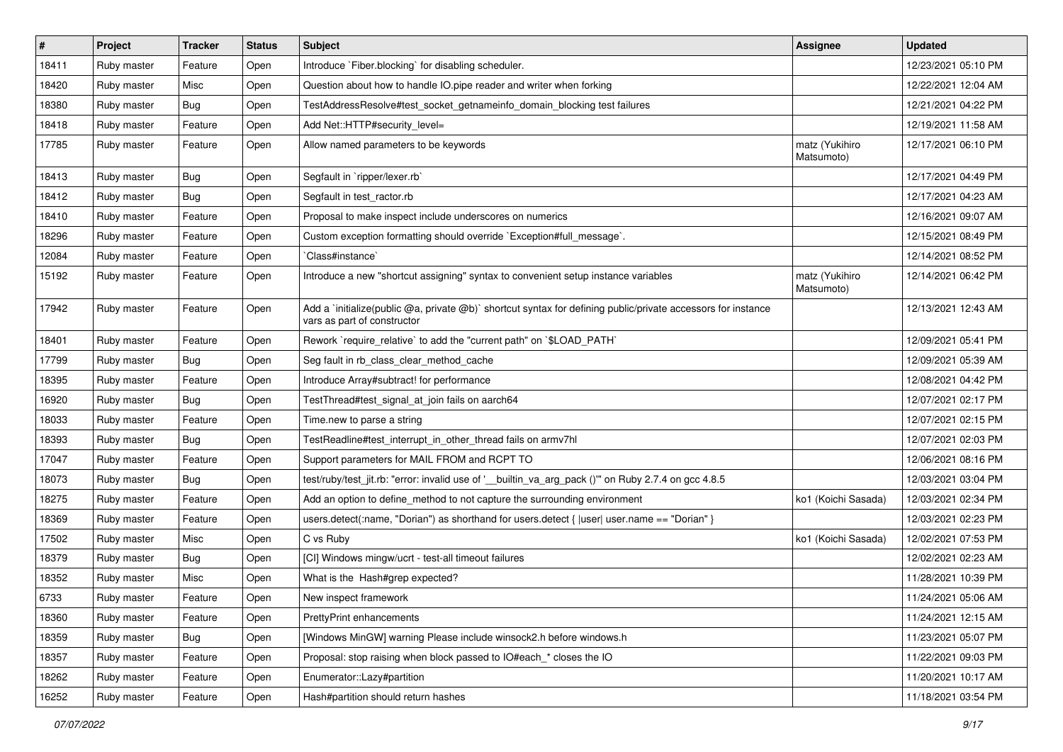| # | Project | Tracker | Status | Subject | Assignee | Updated |
|---|---|---|---|---|---|---|
| 18411 | Ruby master | Feature | Open | Introduce `Fiber.blocking` for disabling scheduler. | | 12/23/2021 05:10 PM |
| 18420 | Ruby master | Misc | Open | Question about how to handle IO.pipe reader and writer when forking | | 12/22/2021 12:04 AM |
| 18380 | Ruby master | Bug | Open | TestAddressResolve#test_socket_getnameinfo_domain_blocking test failures | | 12/21/2021 04:22 PM |
| 18418 | Ruby master | Feature | Open | Add Net::HTTP#security_level= | | 12/19/2021 11:58 AM |
| 17785 | Ruby master | Feature | Open | Allow named parameters to be keywords | matz (Yukihiro Matsumoto) | 12/17/2021 06:10 PM |
| 18413 | Ruby master | Bug | Open | Segfault in `ripper/lexer.rb` | | 12/17/2021 04:49 PM |
| 18412 | Ruby master | Bug | Open | Segfault in test_ractor.rb | | 12/17/2021 04:23 AM |
| 18410 | Ruby master | Feature | Open | Proposal to make inspect include underscores on numerics | | 12/16/2021 09:07 AM |
| 18296 | Ruby master | Feature | Open | Custom exception formatting should override `Exception#full_message`. | | 12/15/2021 08:49 PM |
| 12084 | Ruby master | Feature | Open | `Class#instance` | | 12/14/2021 08:52 PM |
| 15192 | Ruby master | Feature | Open | Introduce a new "shortcut assigning" syntax to convenient setup instance variables | matz (Yukihiro Matsumoto) | 12/14/2021 06:42 PM |
| 17942 | Ruby master | Feature | Open | Add a `initialize(public @a, private @b)` shortcut syntax for defining public/private accessors for instance vars as part of constructor | | 12/13/2021 12:43 AM |
| 18401 | Ruby master | Feature | Open | Rework `require_relative` to add the "current path" on `$LOAD_PATH` | | 12/09/2021 05:41 PM |
| 17799 | Ruby master | Bug | Open | Seg fault in rb_class_clear_method_cache | | 12/09/2021 05:39 AM |
| 18395 | Ruby master | Feature | Open | Introduce Array#subtract! for performance | | 12/08/2021 04:42 PM |
| 16920 | Ruby master | Bug | Open | TestThread#test_signal_at_join fails on aarch64 | | 12/07/2021 02:17 PM |
| 18033 | Ruby master | Feature | Open | Time.new to parse a string | | 12/07/2021 02:15 PM |
| 18393 | Ruby master | Bug | Open | TestReadline#test_interrupt_in_other_thread fails on armv7hl | | 12/07/2021 02:03 PM |
| 17047 | Ruby master | Feature | Open | Support parameters for MAIL FROM and RCPT TO | | 12/06/2021 08:16 PM |
| 18073 | Ruby master | Bug | Open | test/ruby/test_jit.rb: "error: invalid use of '__builtin_va_arg_pack ()'" on Ruby 2.7.4 on gcc 4.8.5 | | 12/03/2021 03:04 PM |
| 18275 | Ruby master | Feature | Open | Add an option to define_method to not capture the surrounding environment | ko1 (Koichi Sasada) | 12/03/2021 02:34 PM |
| 18369 | Ruby master | Feature | Open | users.detect(:name, "Dorian") as shorthand for users.detect { \|user\| user.name == "Dorian" } | | 12/03/2021 02:23 PM |
| 17502 | Ruby master | Misc | Open | C vs Ruby | ko1 (Koichi Sasada) | 12/02/2021 07:53 PM |
| 18379 | Ruby master | Bug | Open | [CI] Windows mingw/ucrt - test-all timeout failures | | 12/02/2021 02:23 AM |
| 18352 | Ruby master | Misc | Open | What is the Hash#grep expected? | | 11/28/2021 10:39 PM |
| 6733 | Ruby master | Feature | Open | New inspect framework | | 11/24/2021 05:06 AM |
| 18360 | Ruby master | Feature | Open | PrettyPrint enhancements | | 11/24/2021 12:15 AM |
| 18359 | Ruby master | Bug | Open | [Windows MinGW] warning Please include winsock2.h before windows.h | | 11/23/2021 05:07 PM |
| 18357 | Ruby master | Feature | Open | Proposal: stop raising when block passed to IO#each_* closes the IO | | 11/22/2021 09:03 PM |
| 18262 | Ruby master | Feature | Open | Enumerator::Lazy#partition | | 11/20/2021 10:17 AM |
| 16252 | Ruby master | Feature | Open | Hash#partition should return hashes | | 11/18/2021 03:54 PM |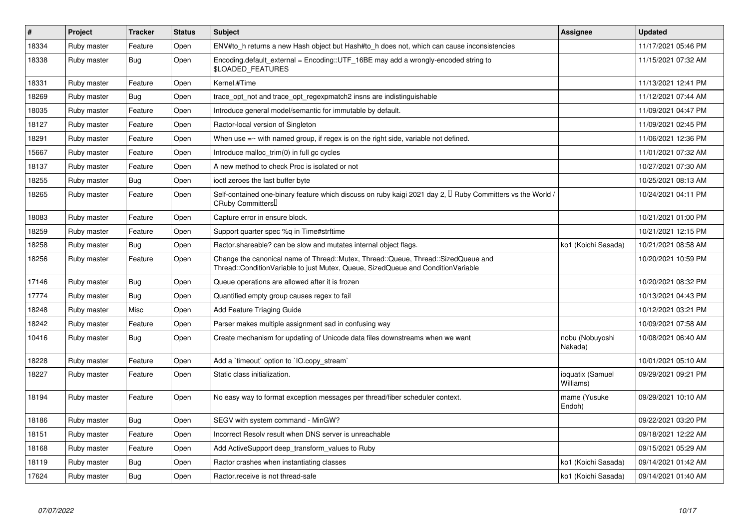| # | Project | Tracker | Status | Subject | Assignee | Updated |
|---|---|---|---|---|---|---|
| 18334 | Ruby master | Feature | Open | ENV#to_h returns a new Hash object but Hash#to_h does not, which can cause inconsistencies | | 11/17/2021 05:46 PM |
| 18338 | Ruby master | Bug | Open | Encoding.default_external = Encoding::UTF_16BE may add a wrongly-encoded string to $LOADED_FEATURES | | 11/15/2021 07:32 AM |
| 18331 | Ruby master | Feature | Open | Kernel.#Time | | 11/13/2021 12:41 PM |
| 18269 | Ruby master | Bug | Open | trace_opt_not and trace_opt_regexpmatch2 insns are indistinguishable | | 11/12/2021 07:44 AM |
| 18035 | Ruby master | Feature | Open | Introduce general model/semantic for immutable by default. | | 11/09/2021 04:47 PM |
| 18127 | Ruby master | Feature | Open | Ractor-local version of Singleton | | 11/09/2021 02:45 PM |
| 18291 | Ruby master | Feature | Open | When use =~ with named group, if regex is on the right side, variable not defined. | | 11/06/2021 12:36 PM |
| 15667 | Ruby master | Feature | Open | Introduce malloc_trim(0) in full gc cycles | | 11/01/2021 07:32 AM |
| 18137 | Ruby master | Feature | Open | A new method to check Proc is isolated or not | | 10/27/2021 07:30 AM |
| 18255 | Ruby master | Bug | Open | ioctl zeroes the last buffer byte | | 10/25/2021 08:13 AM |
| 18265 | Ruby master | Feature | Open | Self-contained one-binary feature which discuss on ruby kaigi 2021 day 2,  Ruby Committers vs the World / CRuby Committers | | 10/24/2021 04:11 PM |
| 18083 | Ruby master | Feature | Open | Capture error in ensure block. | | 10/21/2021 01:00 PM |
| 18259 | Ruby master | Feature | Open | Support quarter spec %q in Time#strftime | | 10/21/2021 12:15 PM |
| 18258 | Ruby master | Bug | Open | Ractor.shareable? can be slow and mutates internal object flags. | ko1 (Koichi Sasada) | 10/21/2021 08:58 AM |
| 18256 | Ruby master | Feature | Open | Change the canonical name of Thread::Mutex, Thread::Queue, Thread::SizedQueue and Thread::ConditionVariable to just Mutex, Queue, SizedQueue and ConditionVariable | | 10/20/2021 10:59 PM |
| 17146 | Ruby master | Bug | Open | Queue operations are allowed after it is frozen | | 10/20/2021 08:32 PM |
| 17774 | Ruby master | Bug | Open | Quantified empty group causes regex to fail | | 10/13/2021 04:43 PM |
| 18248 | Ruby master | Misc | Open | Add Feature Triaging Guide | | 10/12/2021 03:21 PM |
| 18242 | Ruby master | Feature | Open | Parser makes multiple assignment sad in confusing way | | 10/09/2021 07:58 AM |
| 10416 | Ruby master | Bug | Open | Create mechanism for updating of Unicode data files downstreams when we want | nobu (Nobuyoshi Nakada) | 10/08/2021 06:40 AM |
| 18228 | Ruby master | Feature | Open | Add a `timeout` option to `IO.copy_stream` | | 10/01/2021 05:10 AM |
| 18227 | Ruby master | Feature | Open | Static class initialization. | ioquatix (Samuel Williams) | 09/29/2021 09:21 PM |
| 18194 | Ruby master | Feature | Open | No easy way to format exception messages per thread/fiber scheduler context. | mame (Yusuke Endoh) | 09/29/2021 10:10 AM |
| 18186 | Ruby master | Bug | Open | SEGV with system command - MinGW? | | 09/22/2021 03:20 PM |
| 18151 | Ruby master | Feature | Open | Incorrect Resolv result when DNS server is unreachable | | 09/18/2021 12:22 AM |
| 18168 | Ruby master | Feature | Open | Add ActiveSupport deep_transform_values to Ruby | | 09/15/2021 05:29 AM |
| 18119 | Ruby master | Bug | Open | Ractor crashes when instantiating classes | ko1 (Koichi Sasada) | 09/14/2021 01:42 AM |
| 17624 | Ruby master | Bug | Open | Ractor.receive is not thread-safe | ko1 (Koichi Sasada) | 09/14/2021 01:40 AM |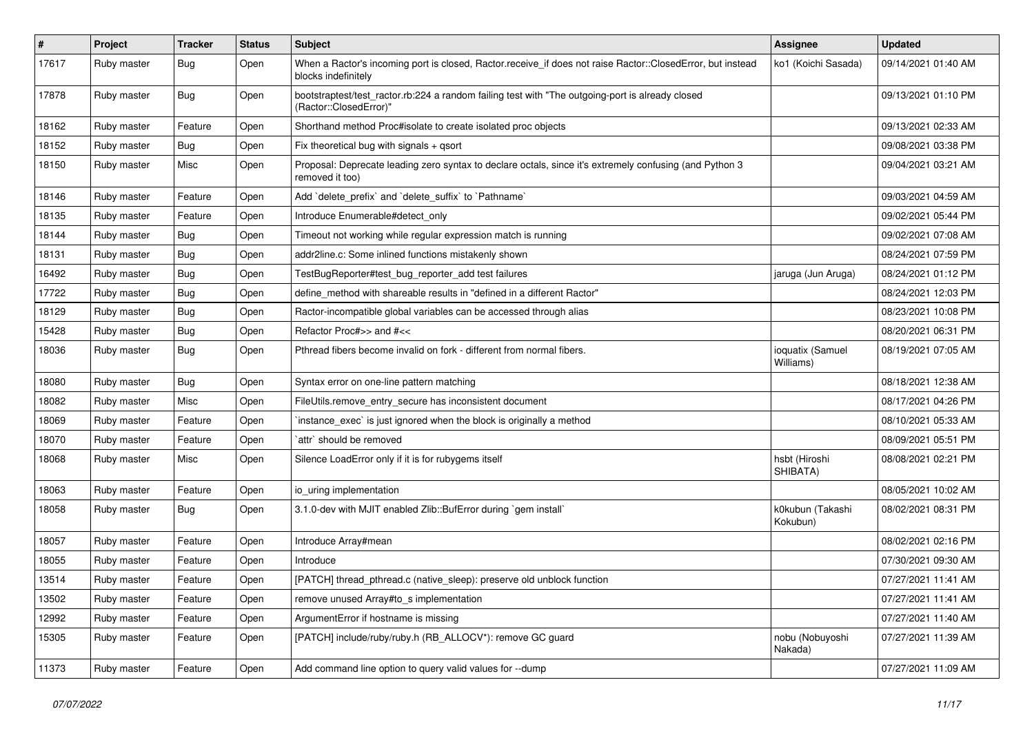| # | Project | Tracker | Status | Subject | Assignee | Updated |
|---|---|---|---|---|---|---|
| 17617 | Ruby master | Bug | Open | When a Ractor's incoming port is closed, Ractor.receive_if does not raise Ractor::ClosedError, but instead blocks indefinitely | ko1 (Koichi Sasada) | 09/14/2021 01:40 AM |
| 17878 | Ruby master | Bug | Open | bootstraptest/test_ractor.rb:224 a random failing test with "The outgoing-port is already closed (Ractor::ClosedError)" | | 09/13/2021 01:10 PM |
| 18162 | Ruby master | Feature | Open | Shorthand method Proc#isolate to create isolated proc objects | | 09/13/2021 02:33 AM |
| 18152 | Ruby master | Bug | Open | Fix theoretical bug with signals + qsort | | 09/08/2021 03:38 PM |
| 18150 | Ruby master | Misc | Open | Proposal: Deprecate leading zero syntax to declare octals, since it's extremely confusing (and Python 3 removed it too) | | 09/04/2021 03:21 AM |
| 18146 | Ruby master | Feature | Open | Add `delete_prefix` and `delete_suffix` to `Pathname` | | 09/03/2021 04:59 AM |
| 18135 | Ruby master | Feature | Open | Introduce Enumerable#detect_only | | 09/02/2021 05:44 PM |
| 18144 | Ruby master | Bug | Open | Timeout not working while regular expression match is running | | 09/02/2021 07:08 AM |
| 18131 | Ruby master | Bug | Open | addr2line.c: Some inlined functions mistakenly shown | | 08/24/2021 07:59 PM |
| 16492 | Ruby master | Bug | Open | TestBugReporter#test_bug_reporter_add test failures | jaruga (Jun Aruga) | 08/24/2021 01:12 PM |
| 17722 | Ruby master | Bug | Open | define_method with shareable results in "defined in a different Ractor" | | 08/24/2021 12:03 PM |
| 18129 | Ruby master | Bug | Open | Ractor-incompatible global variables can be accessed through alias | | 08/23/2021 10:08 PM |
| 15428 | Ruby master | Bug | Open | Refactor Proc#>> and #<< | | 08/20/2021 06:31 PM |
| 18036 | Ruby master | Bug | Open | Pthread fibers become invalid on fork - different from normal fibers. | ioquatix (Samuel Williams) | 08/19/2021 07:05 AM |
| 18080 | Ruby master | Bug | Open | Syntax error on one-line pattern matching | | 08/18/2021 12:38 AM |
| 18082 | Ruby master | Misc | Open | FileUtils.remove_entry_secure has inconsistent document | | 08/17/2021 04:26 PM |
| 18069 | Ruby master | Feature | Open | `instance_exec` is just ignored when the block is originally a method | | 08/10/2021 05:33 AM |
| 18070 | Ruby master | Feature | Open | `attr` should be removed | | 08/09/2021 05:51 PM |
| 18068 | Ruby master | Misc | Open | Silence LoadError only if it is for rubygems itself | hsbt (Hiroshi SHIBATA) | 08/08/2021 02:21 PM |
| 18063 | Ruby master | Feature | Open | io_uring implementation | | 08/05/2021 10:02 AM |
| 18058 | Ruby master | Bug | Open | 3.1.0-dev with MJIT enabled Zlib::BufError during `gem install` | k0kubun (Takashi Kokubun) | 08/02/2021 08:31 PM |
| 18057 | Ruby master | Feature | Open | Introduce Array#mean | | 08/02/2021 02:16 PM |
| 18055 | Ruby master | Feature | Open | Introduce | | 07/30/2021 09:30 AM |
| 13514 | Ruby master | Feature | Open | [PATCH] thread_pthread.c (native_sleep): preserve old unblock function | | 07/27/2021 11:41 AM |
| 13502 | Ruby master | Feature | Open | remove unused Array#to_s implementation | | 07/27/2021 11:41 AM |
| 12992 | Ruby master | Feature | Open | ArgumentError if hostname is missing | | 07/27/2021 11:40 AM |
| 15305 | Ruby master | Feature | Open | [PATCH] include/ruby/ruby.h (RB_ALLOCV*): remove GC guard | nobu (Nobuyoshi Nakada) | 07/27/2021 11:39 AM |
| 11373 | Ruby master | Feature | Open | Add command line option to query valid values for --dump | | 07/27/2021 11:09 AM |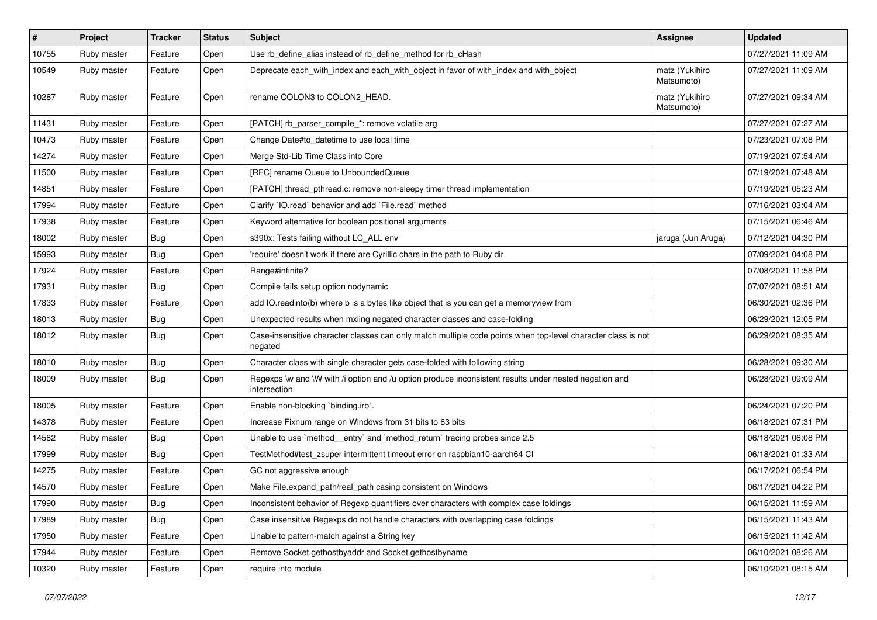| # | Project | Tracker | Status | Subject | Assignee | Updated |
|---|---|---|---|---|---|---|
| 10755 | Ruby master | Feature | Open | Use rb_define_alias instead of rb_define_method for rb_cHash | | 07/27/2021 11:09 AM |
| 10549 | Ruby master | Feature | Open | Deprecate each_with_index and each_with_object in favor of with_index and with_object | matz (Yukihiro Matsumoto) | 07/27/2021 11:09 AM |
| 10287 | Ruby master | Feature | Open | rename COLON3 to COLON2_HEAD. | matz (Yukihiro Matsumoto) | 07/27/2021 09:34 AM |
| 11431 | Ruby master | Feature | Open | [PATCH] rb_parser_compile_*: remove volatile arg | | 07/27/2021 07:27 AM |
| 10473 | Ruby master | Feature | Open | Change Date#to_datetime to use local time | | 07/23/2021 07:08 PM |
| 14274 | Ruby master | Feature | Open | Merge Std-Lib Time Class into Core | | 07/19/2021 07:54 AM |
| 11500 | Ruby master | Feature | Open | [RFC] rename Queue to UnboundedQueue | | 07/19/2021 07:48 AM |
| 14851 | Ruby master | Feature | Open | [PATCH] thread_pthread.c: remove non-sleepy timer thread implementation | | 07/19/2021 05:23 AM |
| 17994 | Ruby master | Feature | Open | Clarify `IO.read` behavior and add `File.read` method | | 07/16/2021 03:04 AM |
| 17938 | Ruby master | Feature | Open | Keyword alternative for boolean positional arguments | | 07/15/2021 06:46 AM |
| 18002 | Ruby master | Bug | Open | s390x: Tests failing without LC_ALL env | jaruga (Jun Aruga) | 07/12/2021 04:30 PM |
| 15993 | Ruby master | Bug | Open | 'require' doesn't work if there are Cyrillic chars in the path to Ruby dir | | 07/09/2021 04:08 PM |
| 17924 | Ruby master | Feature | Open | Range#infinite? | | 07/08/2021 11:58 PM |
| 17931 | Ruby master | Bug | Open | Compile fails setup option nodynamic | | 07/07/2021 08:51 AM |
| 17833 | Ruby master | Feature | Open | add IO.readinto(b) where b is a bytes like object that is you can get a memoryview from | | 06/30/2021 02:36 PM |
| 18013 | Ruby master | Bug | Open | Unexpected results when mxiing negated character classes and case-folding | | 06/29/2021 12:05 PM |
| 18012 | Ruby master | Bug | Open | Case-insensitive character classes can only match multiple code points when top-level character class is not negated | | 06/29/2021 08:35 AM |
| 18010 | Ruby master | Bug | Open | Character class with single character gets case-folded with following string | | 06/28/2021 09:30 AM |
| 18009 | Ruby master | Bug | Open | Regexps \w and \W with /i option and /u option produce inconsistent results under nested negation and intersection | | 06/28/2021 09:09 AM |
| 18005 | Ruby master | Feature | Open | Enable non-blocking `binding.irb`. | | 06/24/2021 07:20 PM |
| 14378 | Ruby master | Feature | Open | Increase Fixnum range on Windows from 31 bits to 63 bits | | 06/18/2021 07:31 PM |
| 14582 | Ruby master | Bug | Open | Unable to use `method__entry` and `method_return` tracing probes since 2.5 | | 06/18/2021 06:08 PM |
| 17999 | Ruby master | Bug | Open | TestMethod#test_zsuper intermittent timeout error on raspbian10-aarch64 CI | | 06/18/2021 01:33 AM |
| 14275 | Ruby master | Feature | Open | GC not aggressive enough | | 06/17/2021 06:54 PM |
| 14570 | Ruby master | Feature | Open | Make File.expand_path/real_path casing consistent on Windows | | 06/17/2021 04:22 PM |
| 17990 | Ruby master | Bug | Open | Inconsistent behavior of Regexp quantifiers over characters with complex case foldings | | 06/15/2021 11:59 AM |
| 17989 | Ruby master | Bug | Open | Case insensitive Regexps do not handle characters with overlapping case foldings | | 06/15/2021 11:43 AM |
| 17950 | Ruby master | Feature | Open | Unable to pattern-match against a String key | | 06/15/2021 11:42 AM |
| 17944 | Ruby master | Feature | Open | Remove Socket.gethostbyaddr and Socket.gethostbyname | | 06/10/2021 08:26 AM |
| 10320 | Ruby master | Feature | Open | require into module | | 06/10/2021 08:15 AM |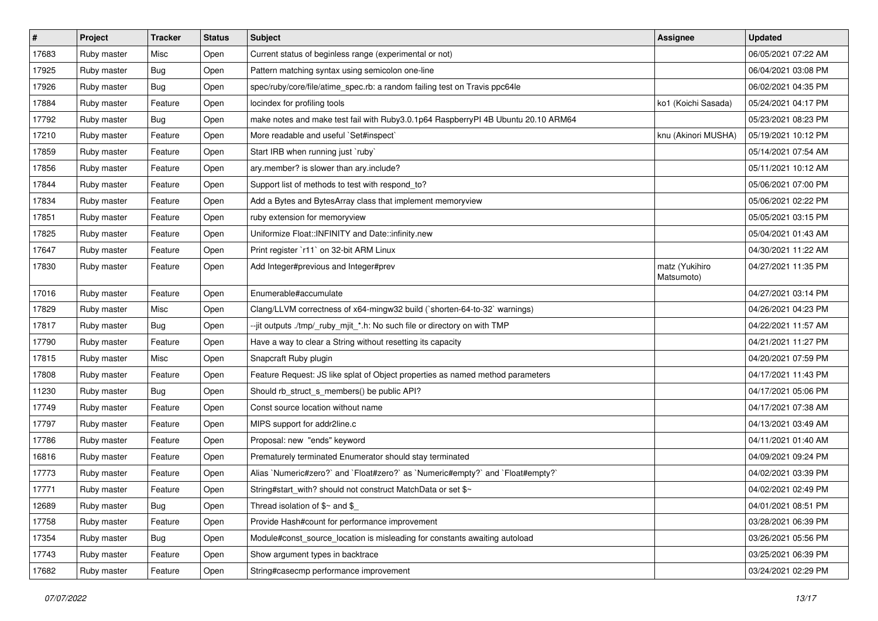| # | Project | Tracker | Status | Subject | Assignee | Updated |
| --- | --- | --- | --- | --- | --- | --- |
| 17683 | Ruby master | Misc | Open | Current status of beginless range (experimental or not) | | 06/05/2021 07:22 AM |
| 17925 | Ruby master | Bug | Open | Pattern matching syntax using semicolon one-line | | 06/04/2021 03:08 PM |
| 17926 | Ruby master | Bug | Open | spec/ruby/core/file/atime_spec.rb: a random failing test on Travis ppc64le | | 06/02/2021 04:35 PM |
| 17884 | Ruby master | Feature | Open | locindex for profiling tools | ko1 (Koichi Sasada) | 05/24/2021 04:17 PM |
| 17792 | Ruby master | Bug | Open | make notes and make test fail with Ruby3.0.1p64 RaspberryPI 4B Ubuntu 20.10 ARM64 | | 05/23/2021 08:23 PM |
| 17210 | Ruby master | Feature | Open | More readable and useful `Set#inspect` | knu (Akinori MUSHA) | 05/19/2021 10:12 PM |
| 17859 | Ruby master | Feature | Open | Start IRB when running just `ruby` | | 05/14/2021 07:54 AM |
| 17856 | Ruby master | Feature | Open | ary.member? is slower than ary.include? | | 05/11/2021 10:12 AM |
| 17844 | Ruby master | Feature | Open | Support list of methods to test with respond_to? | | 05/06/2021 07:00 PM |
| 17834 | Ruby master | Feature | Open | Add a Bytes and BytesArray class that implement memoryview | | 05/06/2021 02:22 PM |
| 17851 | Ruby master | Feature | Open | ruby extension for memoryview | | 05/05/2021 03:15 PM |
| 17825 | Ruby master | Feature | Open | Uniformize Float::INFINITY and Date::infinity.new | | 05/04/2021 01:43 AM |
| 17647 | Ruby master | Feature | Open | Print register `r11` on 32-bit ARM Linux | | 04/30/2021 11:22 AM |
| 17830 | Ruby master | Feature | Open | Add Integer#previous and Integer#prev | matz (Yukihiro Matsumoto) | 04/27/2021 11:35 PM |
| 17016 | Ruby master | Feature | Open | Enumerable#accumulate | | 04/27/2021 03:14 PM |
| 17829 | Ruby master | Misc | Open | Clang/LLVM correctness of x64-mingw32 build (`shorten-64-to-32` warnings) | | 04/26/2021 04:23 PM |
| 17817 | Ruby master | Bug | Open | --jit outputs ./tmp/_ruby_mjit_*.h: No such file or directory on with TMP | | 04/22/2021 11:57 AM |
| 17790 | Ruby master | Feature | Open | Have a way to clear a String without resetting its capacity | | 04/21/2021 11:27 PM |
| 17815 | Ruby master | Misc | Open | Snapcraft Ruby plugin | | 04/20/2021 07:59 PM |
| 17808 | Ruby master | Feature | Open | Feature Request: JS like splat of Object properties as named method parameters | | 04/17/2021 11:43 PM |
| 11230 | Ruby master | Bug | Open | Should rb_struct_s_members() be public API? | | 04/17/2021 05:06 PM |
| 17749 | Ruby master | Feature | Open | Const source location without name | | 04/17/2021 07:38 AM |
| 17797 | Ruby master | Feature | Open | MIPS support for addr2line.c | | 04/13/2021 03:49 AM |
| 17786 | Ruby master | Feature | Open | Proposal: new "ends" keyword | | 04/11/2021 01:40 AM |
| 16816 | Ruby master | Feature | Open | Prematurely terminated Enumerator should stay terminated | | 04/09/2021 09:24 PM |
| 17773 | Ruby master | Feature | Open | Alias `Numeric#zero?` and `Float#zero?` as `Numeric#empty?` and `Float#empty?` | | 04/02/2021 03:39 PM |
| 17771 | Ruby master | Feature | Open | String#start_with? should not construct MatchData or set $~ | | 04/02/2021 02:49 PM |
| 12689 | Ruby master | Bug | Open | Thread isolation of $~ and $_ | | 04/01/2021 08:51 PM |
| 17758 | Ruby master | Feature | Open | Provide Hash#count for performance improvement | | 03/28/2021 06:39 PM |
| 17354 | Ruby master | Bug | Open | Module#const_source_location is misleading for constants awaiting autoload | | 03/26/2021 05:56 PM |
| 17743 | Ruby master | Feature | Open | Show argument types in backtrace | | 03/25/2021 06:39 PM |
| 17682 | Ruby master | Feature | Open | String#casecmp performance improvement | | 03/24/2021 02:29 PM |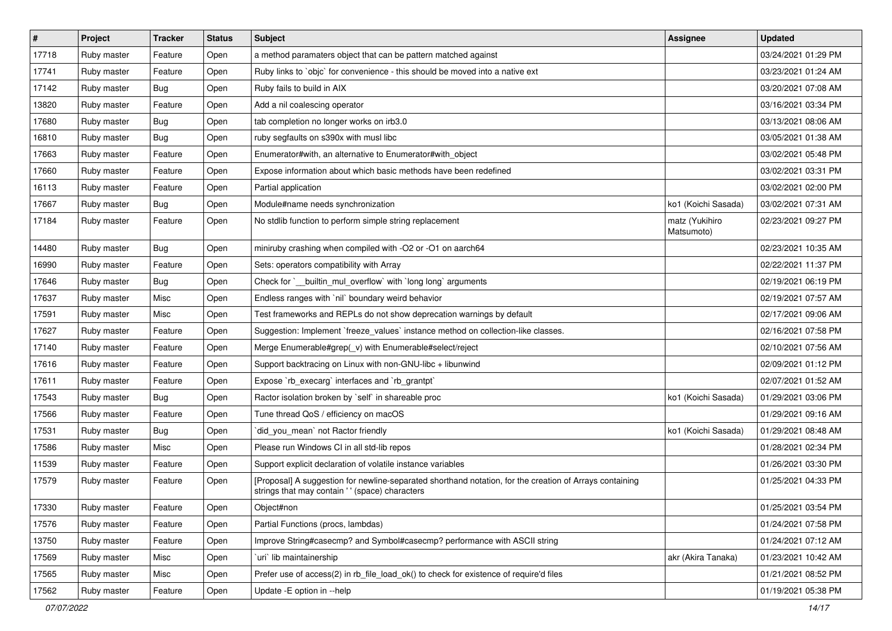| # | Project | Tracker | Status | Subject | Assignee | Updated |
| --- | --- | --- | --- | --- | --- | --- |
| 17718 | Ruby master | Feature | Open | a method paramaters object that can be pattern matched against | | 03/24/2021 01:29 PM |
| 17741 | Ruby master | Feature | Open | Ruby links to `objc` for convenience - this should be moved into a native ext | | 03/23/2021 01:24 AM |
| 17142 | Ruby master | Bug | Open | Ruby fails to build in AIX | | 03/20/2021 07:08 AM |
| 13820 | Ruby master | Feature | Open | Add a nil coalescing operator | | 03/16/2021 03:34 PM |
| 17680 | Ruby master | Bug | Open | tab completion no longer works on irb3.0 | | 03/13/2021 08:06 AM |
| 16810 | Ruby master | Bug | Open | ruby segfaults on s390x with musl libc | | 03/05/2021 01:38 AM |
| 17663 | Ruby master | Feature | Open | Enumerator#with, an alternative to Enumerator#with_object | | 03/02/2021 05:48 PM |
| 17660 | Ruby master | Feature | Open | Expose information about which basic methods have been redefined | | 03/02/2021 03:31 PM |
| 16113 | Ruby master | Feature | Open | Partial application | | 03/02/2021 02:00 PM |
| 17667 | Ruby master | Bug | Open | Module#name needs synchronization | ko1 (Koichi Sasada) | 03/02/2021 07:31 AM |
| 17184 | Ruby master | Feature | Open | No stdlib function to perform simple string replacement | matz (Yukihiro Matsumoto) | 02/23/2021 09:27 PM |
| 14480 | Ruby master | Bug | Open | miniruby crashing when compiled with -O2 or -O1 on aarch64 | | 02/23/2021 10:35 AM |
| 16990 | Ruby master | Feature | Open | Sets: operators compatibility with Array | | 02/22/2021 11:37 PM |
| 17646 | Ruby master | Bug | Open | Check for `__builtin_mul_overflow` with `long long` arguments | | 02/19/2021 06:19 PM |
| 17637 | Ruby master | Misc | Open | Endless ranges with `nil` boundary weird behavior | | 02/19/2021 07:57 AM |
| 17591 | Ruby master | Misc | Open | Test frameworks and REPLs do not show deprecation warnings by default | | 02/17/2021 09:06 AM |
| 17627 | Ruby master | Feature | Open | Suggestion: Implement `freeze_values` instance method on collection-like classes. | | 02/16/2021 07:58 PM |
| 17140 | Ruby master | Feature | Open | Merge Enumerable#grep(_v) with Enumerable#select/reject | | 02/10/2021 07:56 AM |
| 17616 | Ruby master | Feature | Open | Support backtracing on Linux with non-GNU-libc + libunwind | | 02/09/2021 01:12 PM |
| 17611 | Ruby master | Feature | Open | Expose `rb_execarg` interfaces and `rb_grantpt` | | 02/07/2021 01:52 AM |
| 17543 | Ruby master | Bug | Open | Ractor isolation broken by `self` in shareable proc | ko1 (Koichi Sasada) | 01/29/2021 03:06 PM |
| 17566 | Ruby master | Feature | Open | Tune thread QoS / efficiency on macOS | | 01/29/2021 09:16 AM |
| 17531 | Ruby master | Bug | Open | `did_you_mean` not Ractor friendly | ko1 (Koichi Sasada) | 01/29/2021 08:48 AM |
| 17586 | Ruby master | Misc | Open | Please run Windows CI in all std-lib repos | | 01/28/2021 02:34 PM |
| 11539 | Ruby master | Feature | Open | Support explicit declaration of volatile instance variables | | 01/26/2021 03:30 PM |
| 17579 | Ruby master | Feature | Open | [Proposal] A suggestion for newline-separated shorthand notation, for the creation of Arrays containing strings that may contain ' ' (space) characters | | 01/25/2021 04:33 PM |
| 17330 | Ruby master | Feature | Open | Object#non | | 01/25/2021 03:54 PM |
| 17576 | Ruby master | Feature | Open | Partial Functions (procs, lambdas) | | 01/24/2021 07:58 PM |
| 13750 | Ruby master | Feature | Open | Improve String#casecmp? and Symbol#casecmp? performance with ASCII string | | 01/24/2021 07:12 AM |
| 17569 | Ruby master | Misc | Open | `uri` lib maintainership | akr (Akira Tanaka) | 01/23/2021 10:42 AM |
| 17565 | Ruby master | Misc | Open | Prefer use of access(2) in rb_file_load_ok() to check for existence of require'd files | | 01/21/2021 08:52 PM |
| 17562 | Ruby master | Feature | Open | Update -E option in --help | | 01/19/2021 05:38 PM |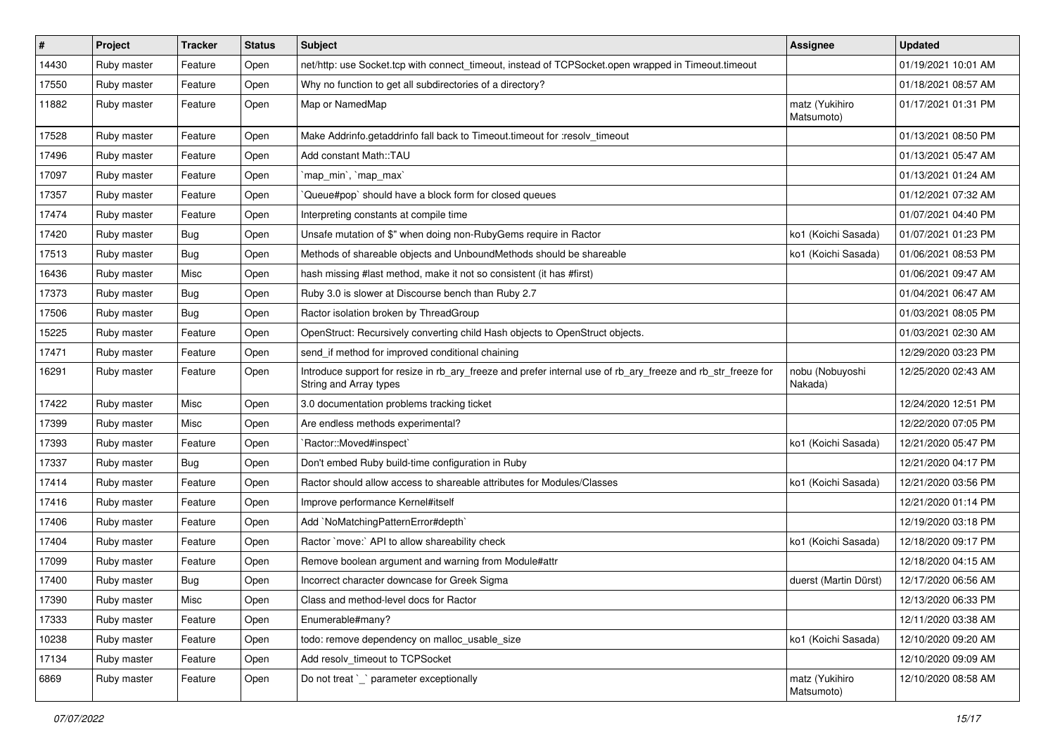| # | Project | Tracker | Status | Subject | Assignee | Updated |
|---|---|---|---|---|---|---|
| 14430 | Ruby master | Feature | Open | net/http: use Socket.tcp with connect_timeout, instead of TCPSocket.open wrapped in Timeout.timeout | | 01/19/2021 10:01 AM |
| 17550 | Ruby master | Feature | Open | Why no function to get all subdirectories of a directory? | | 01/18/2021 08:57 AM |
| 11882 | Ruby master | Feature | Open | Map or NamedMap | matz (Yukihiro Matsumoto) | 01/17/2021 01:31 PM |
| 17528 | Ruby master | Feature | Open | Make Addrinfo.getaddrinfo fall back to Timeout.timeout for :resolv_timeout | | 01/13/2021 08:50 PM |
| 17496 | Ruby master | Feature | Open | Add constant Math::TAU | | 01/13/2021 05:47 AM |
| 17097 | Ruby master | Feature | Open | `map_min`, `map_max` | | 01/13/2021 01:24 AM |
| 17357 | Ruby master | Feature | Open | `Queue#pop` should have a block form for closed queues | | 01/12/2021 07:32 AM |
| 17474 | Ruby master | Feature | Open | Interpreting constants at compile time | | 01/07/2021 04:40 PM |
| 17420 | Ruby master | Bug | Open | Unsafe mutation of $" when doing non-RubyGems require in Ractor | ko1 (Koichi Sasada) | 01/07/2021 01:23 PM |
| 17513 | Ruby master | Bug | Open | Methods of shareable objects and UnboundMethods should be shareable | ko1 (Koichi Sasada) | 01/06/2021 08:53 PM |
| 16436 | Ruby master | Misc | Open | hash missing #last method, make it not so consistent (it has #first) | | 01/06/2021 09:47 AM |
| 17373 | Ruby master | Bug | Open | Ruby 3.0 is slower at Discourse bench than Ruby 2.7 | | 01/04/2021 06:47 AM |
| 17506 | Ruby master | Bug | Open | Ractor isolation broken by ThreadGroup | | 01/03/2021 08:05 PM |
| 15225 | Ruby master | Feature | Open | OpenStruct: Recursively converting child Hash objects to OpenStruct objects. | | 01/03/2021 02:30 AM |
| 17471 | Ruby master | Feature | Open | send_if method for improved conditional chaining | | 12/29/2020 03:23 PM |
| 16291 | Ruby master | Feature | Open | Introduce support for resize in rb_ary_freeze and prefer internal use of rb_ary_freeze and rb_str_freeze for String and Array types | nobu (Nobuyoshi Nakada) | 12/25/2020 02:43 AM |
| 17422 | Ruby master | Misc | Open | 3.0 documentation problems tracking ticket | | 12/24/2020 12:51 PM |
| 17399 | Ruby master | Misc | Open | Are endless methods experimental? | | 12/22/2020 07:05 PM |
| 17393 | Ruby master | Feature | Open | `Ractor::Moved#inspect` | ko1 (Koichi Sasada) | 12/21/2020 05:47 PM |
| 17337 | Ruby master | Bug | Open | Don't embed Ruby build-time configuration in Ruby | | 12/21/2020 04:17 PM |
| 17414 | Ruby master | Feature | Open | Ractor should allow access to shareable attributes for Modules/Classes | ko1 (Koichi Sasada) | 12/21/2020 03:56 PM |
| 17416 | Ruby master | Feature | Open | Improve performance Kernel#itself | | 12/21/2020 01:14 PM |
| 17406 | Ruby master | Feature | Open | Add `NoMatchingPatternError#depth` | | 12/19/2020 03:18 PM |
| 17404 | Ruby master | Feature | Open | Ractor `move:` API to allow shareability check | ko1 (Koichi Sasada) | 12/18/2020 09:17 PM |
| 17099 | Ruby master | Feature | Open | Remove boolean argument and warning from Module#attr | | 12/18/2020 04:15 AM |
| 17400 | Ruby master | Bug | Open | Incorrect character downcase for Greek Sigma | duerst (Martin Dürst) | 12/17/2020 06:56 AM |
| 17390 | Ruby master | Misc | Open | Class and method-level docs for Ractor | | 12/13/2020 06:33 PM |
| 17333 | Ruby master | Feature | Open | Enumerable#many? | | 12/11/2020 03:38 AM |
| 10238 | Ruby master | Feature | Open | todo: remove dependency on malloc_usable_size | ko1 (Koichi Sasada) | 12/10/2020 09:20 AM |
| 17134 | Ruby master | Feature | Open | Add resolv_timeout to TCPSocket | | 12/10/2020 09:09 AM |
| 6869 | Ruby master | Feature | Open | Do not treat `_` parameter exceptionally | matz (Yukihiro Matsumoto) | 12/10/2020 08:58 AM |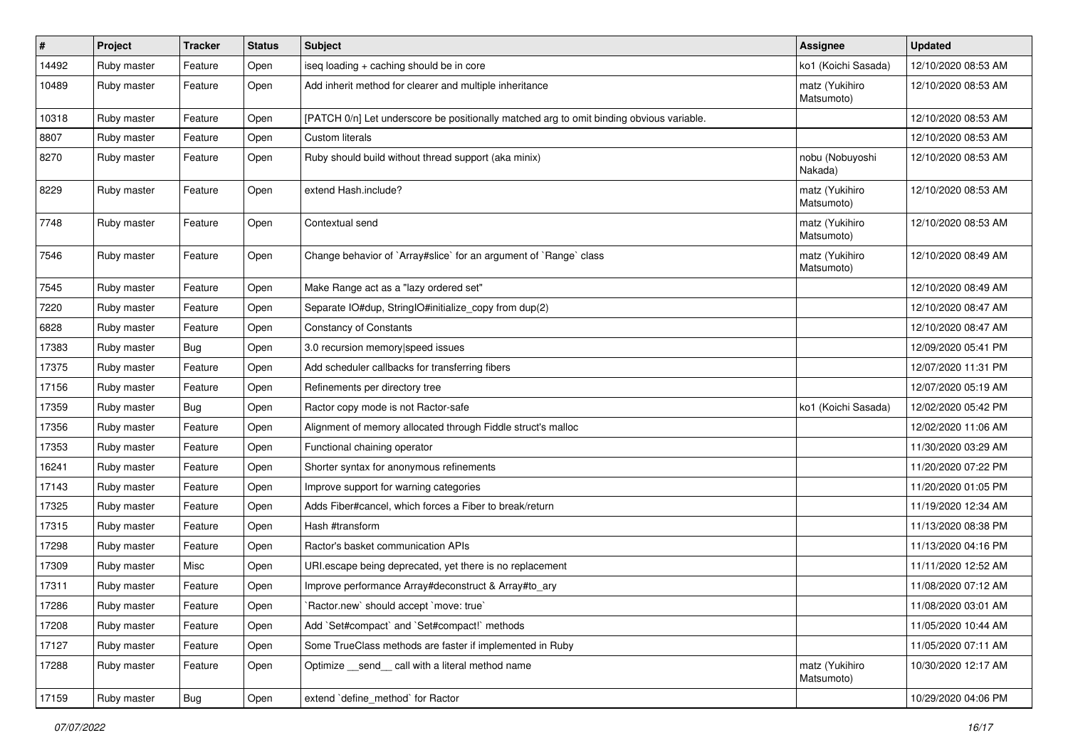| # | Project | Tracker | Status | Subject | Assignee | Updated |
|---|---|---|---|---|---|---|
| 14492 | Ruby master | Feature | Open | iseq loading + caching should be in core | ko1 (Koichi Sasada) | 12/10/2020 08:53 AM |
| 10489 | Ruby master | Feature | Open | Add inherit method for clearer and multiple inheritance | matz (Yukihiro Matsumoto) | 12/10/2020 08:53 AM |
| 10318 | Ruby master | Feature | Open | [PATCH 0/n] Let underscore be positionally matched arg to omit binding obvious variable. | | 12/10/2020 08:53 AM |
| 8807 | Ruby master | Feature | Open | Custom literals | | 12/10/2020 08:53 AM |
| 8270 | Ruby master | Feature | Open | Ruby should build without thread support (aka minix) | nobu (Nobuyoshi Nakada) | 12/10/2020 08:53 AM |
| 8229 | Ruby master | Feature | Open | extend Hash.include? | matz (Yukihiro Matsumoto) | 12/10/2020 08:53 AM |
| 7748 | Ruby master | Feature | Open | Contextual send | matz (Yukihiro Matsumoto) | 12/10/2020 08:53 AM |
| 7546 | Ruby master | Feature | Open | Change behavior of `Array#slice` for an argument of `Range` class | matz (Yukihiro Matsumoto) | 12/10/2020 08:49 AM |
| 7545 | Ruby master | Feature | Open | Make Range act as a "lazy ordered set" | | 12/10/2020 08:49 AM |
| 7220 | Ruby master | Feature | Open | Separate IO#dup, StringIO#initialize_copy from dup(2) | | 12/10/2020 08:47 AM |
| 6828 | Ruby master | Feature | Open | Constancy of Constants | | 12/10/2020 08:47 AM |
| 17383 | Ruby master | Bug | Open | 3.0 recursion memory\|speed issues | | 12/09/2020 05:41 PM |
| 17375 | Ruby master | Feature | Open | Add scheduler callbacks for transferring fibers | | 12/07/2020 11:31 PM |
| 17156 | Ruby master | Feature | Open | Refinements per directory tree | | 12/07/2020 05:19 AM |
| 17359 | Ruby master | Bug | Open | Ractor copy mode is not Ractor-safe | ko1 (Koichi Sasada) | 12/02/2020 05:42 PM |
| 17356 | Ruby master | Feature | Open | Alignment of memory allocated through Fiddle struct's malloc | | 12/02/2020 11:06 AM |
| 17353 | Ruby master | Feature | Open | Functional chaining operator | | 11/30/2020 03:29 AM |
| 16241 | Ruby master | Feature | Open | Shorter syntax for anonymous refinements | | 11/20/2020 07:22 PM |
| 17143 | Ruby master | Feature | Open | Improve support for warning categories | | 11/20/2020 01:05 PM |
| 17325 | Ruby master | Feature | Open | Adds Fiber#cancel, which forces a Fiber to break/return | | 11/19/2020 12:34 AM |
| 17315 | Ruby master | Feature | Open | Hash #transform | | 11/13/2020 08:38 PM |
| 17298 | Ruby master | Feature | Open | Ractor's basket communication APIs | | 11/13/2020 04:16 PM |
| 17309 | Ruby master | Misc | Open | URI.escape being deprecated, yet there is no replacement | | 11/11/2020 12:52 AM |
| 17311 | Ruby master | Feature | Open | Improve performance Array#deconstruct & Array#to_ary | | 11/08/2020 07:12 AM |
| 17286 | Ruby master | Feature | Open | `Ractor.new` should accept `move: true` | | 11/08/2020 03:01 AM |
| 17208 | Ruby master | Feature | Open | Add `Set#compact` and `Set#compact!` methods | | 11/05/2020 10:44 AM |
| 17127 | Ruby master | Feature | Open | Some TrueClass methods are faster if implemented in Ruby | | 11/05/2020 07:11 AM |
| 17288 | Ruby master | Feature | Open | Optimize __send__ call with a literal method name | matz (Yukihiro Matsumoto) | 10/30/2020 12:17 AM |
| 17159 | Ruby master | Bug | Open | extend `define_method` for Ractor | | 10/29/2020 04:06 PM |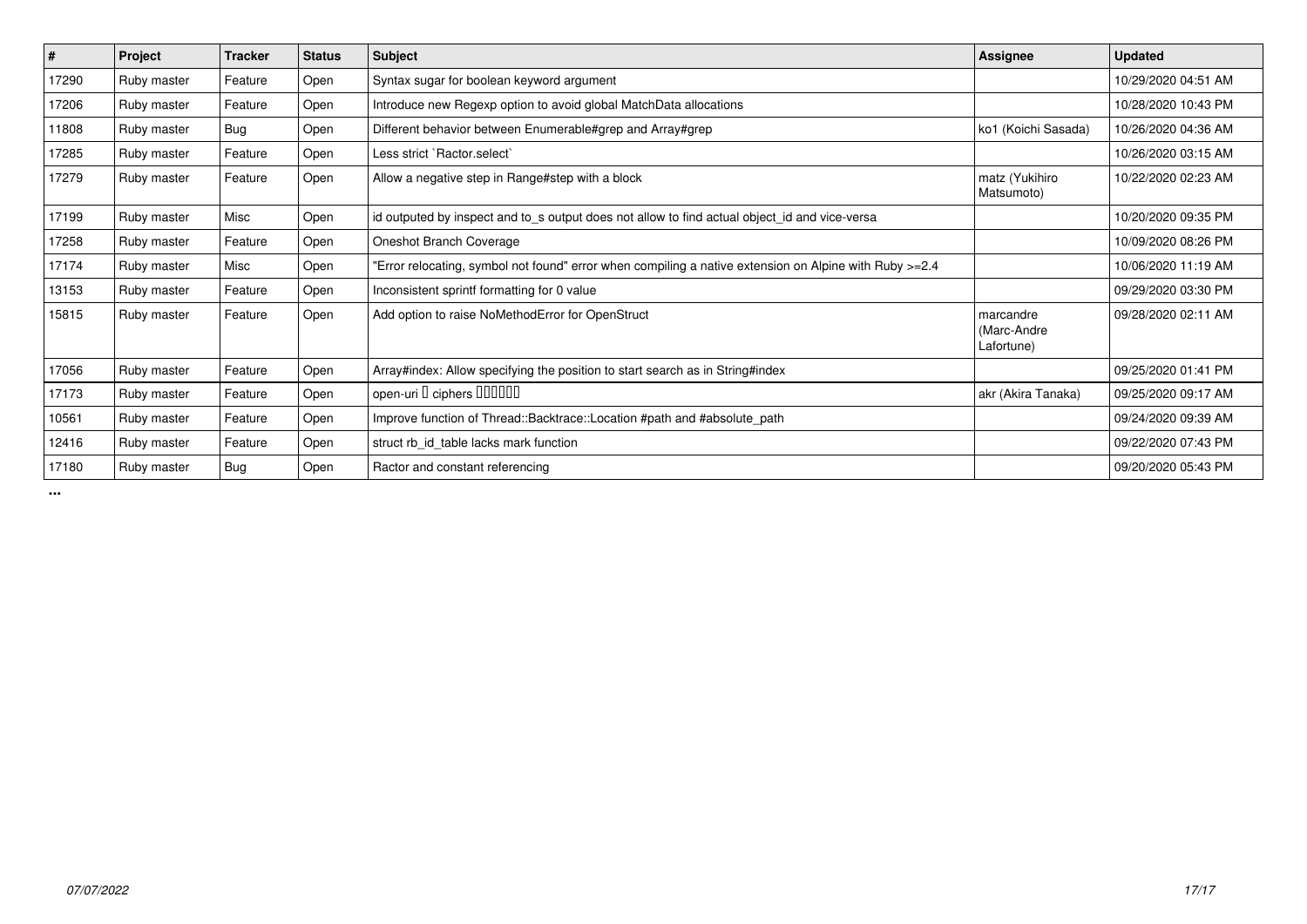| # | Project | Tracker | Status | Subject | Assignee | Updated |
|---|---|---|---|---|---|---|
| 17290 | Ruby master | Feature | Open | Syntax sugar for boolean keyword argument | | 10/29/2020 04:51 AM |
| 17206 | Ruby master | Feature | Open | Introduce new Regexp option to avoid global MatchData allocations | | 10/28/2020 10:43 PM |
| 11808 | Ruby master | Bug | Open | Different behavior between Enumerable#grep and Array#grep | ko1 (Koichi Sasada) | 10/26/2020 04:36 AM |
| 17285 | Ruby master | Feature | Open | Less strict `Ractor.select` | | 10/26/2020 03:15 AM |
| 17279 | Ruby master | Feature | Open | Allow a negative step in Range#step with a block | matz (Yukihiro Matsumoto) | 10/22/2020 02:23 AM |
| 17199 | Ruby master | Misc | Open | id outputed by inspect and to_s output does not allow to find actual object_id and vice-versa | | 10/20/2020 09:35 PM |
| 17258 | Ruby master | Feature | Open | Oneshot Branch Coverage | | 10/09/2020 08:26 PM |
| 17174 | Ruby master | Misc | Open | "Error relocating, symbol not found" error when compiling a native extension on Alpine with Ruby >=2.4 | | 10/06/2020 11:19 AM |
| 13153 | Ruby master | Feature | Open | Inconsistent sprintf formatting for 0 value | | 09/29/2020 03:30 PM |
| 15815 | Ruby master | Feature | Open | Add option to raise NoMethodError for OpenStruct | marcandre (Marc-Andre Lafortune) | 09/28/2020 02:11 AM |
| 17056 | Ruby master | Feature | Open | Array#index: Allow specifying the position to start search as in String#index | | 09/25/2020 01:41 PM |
| 17173 | Ruby master | Feature | Open | open-uri � ciphers ������ | akr (Akira Tanaka) | 09/25/2020 09:17 AM |
| 10561 | Ruby master | Feature | Open | Improve function of Thread::Backtrace::Location #path and #absolute_path | | 09/24/2020 09:39 AM |
| 12416 | Ruby master | Feature | Open | struct rb_id_table lacks mark function | | 09/22/2020 07:43 PM |
| 17180 | Ruby master | Bug | Open | Ractor and constant referencing | | 09/20/2020 05:43 PM |

...